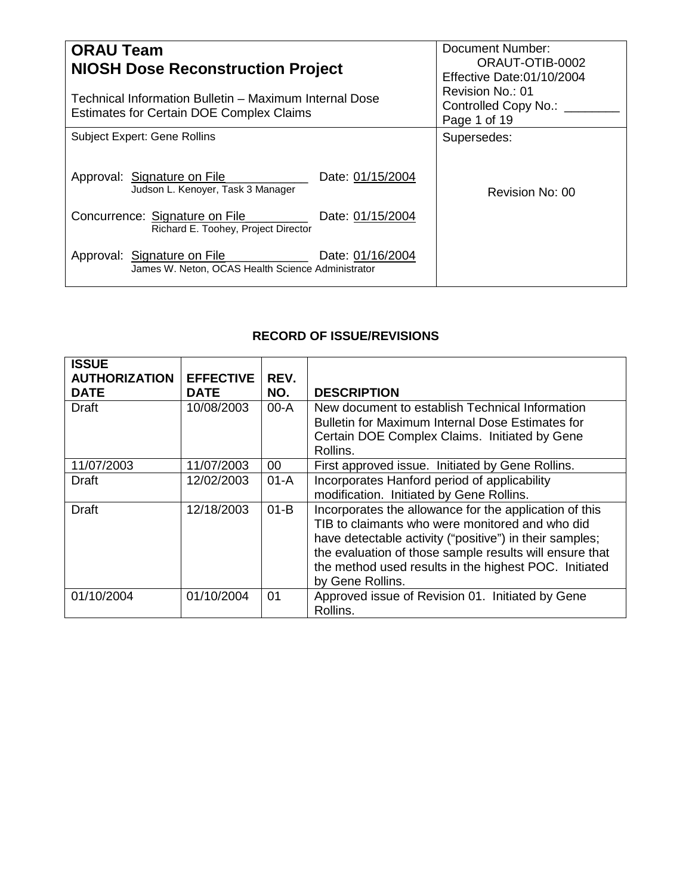| **ORAU Team**<br>**NIOSH Dose Reconstruction Project**<br><br>Technical Information Bulletin – Maximum Internal Dose Estimates for Certain DOE Complex Claims | Document Number: ORAUT-OTIB-0002<br>Effective Date:01/10/2004<br>Revision No.: 01<br>Controlled Copy No.: ________<br>Page 1 of 19 |
|---|---|
| Subject Expert: Gene Rollins<br><br>Approval: Signature on File Date: 01/15/2004<br>Judson L. Kenoyer, Task 3 Manager<br><br>Concurrence: Signature on File Date: 01/15/2004<br>Richard E. Toohey, Project Director<br><br>Approval: Signature on File Date: 01/16/2004<br>James W. Neton, OCAS Health Science Administrator | Supersedes:<br><br>Revision No: 00 |

## RECORD OF ISSUE/REVISIONS

| ISSUE AUTHORIZATION DATE | EFFECTIVE DATE | REV. NO. | DESCRIPTION |
|---|---|---|---|
| Draft | 10/08/2003 | 00-A | New document to establish Technical Information Bulletin for Maximum Internal Dose Estimates for Certain DOE Complex Claims. Initiated by Gene Rollins. |
| 11/07/2003 | 11/07/2003 | 00 | First approved issue. Initiated by Gene Rollins. |
| Draft | 12/02/2003 | 01-A | Incorporates Hanford period of applicability modification. Initiated by Gene Rollins. |
| Draft | 12/18/2003 | 01-B | Incorporates the allowance for the application of this TIB to claimants who were monitored and who did have detectable activity ("positive") in their samples; the evaluation of those sample results will ensure that the method used results in the highest POC. Initiated by Gene Rollins. |
| 01/10/2004 | 01/10/2004 | 01 | Approved issue of Revision 01. Initiated by Gene Rollins. |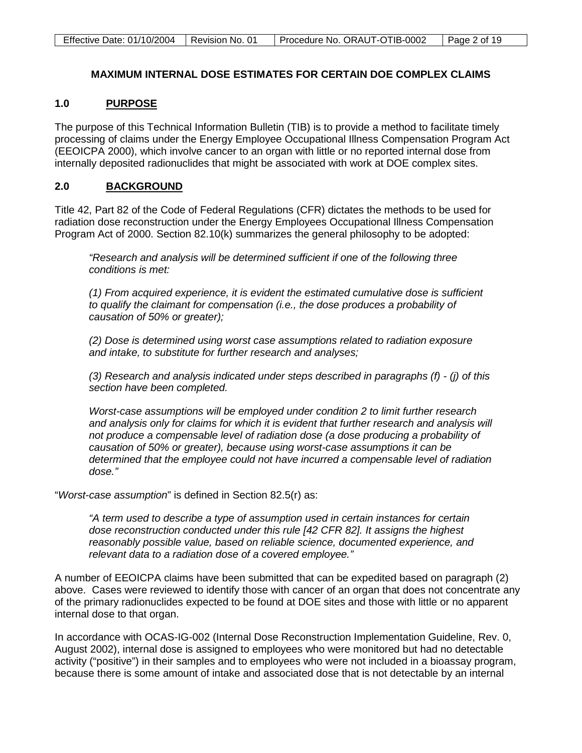## MAXIMUM INTERNAL DOSE ESTIMATES FOR CERTAIN DOE COMPLEX CLAIMS

### 1.0 PURPOSE

The purpose of this Technical Information Bulletin (TIB) is to provide a method to facilitate timely processing of claims under the Energy Employee Occupational Illness Compensation Program Act (EEOICPA 2000), which involve cancer to an organ with little or no reported internal dose from internally deposited radionuclides that might be associated with work at DOE complex sites.

### 2.0 BACKGROUND

Title 42, Part 82 of the Code of Federal Regulations (CFR) dictates the methods to be used for radiation dose reconstruction under the Energy Employees Occupational Illness Compensation Program Act of 2000. Section 82.10(k) summarizes the general philosophy to be adopted:

> *"Research and analysis will be determined sufficient if one of the following three conditions is met:*
>
> *(1) From acquired experience, it is evident the estimated cumulative dose is sufficient to qualify the claimant for compensation (i.e., the dose produces a probability of causation of 50% or greater);*
>
> *(2) Dose is determined using worst case assumptions related to radiation exposure and intake, to substitute for further research and analyses;*
>
> *(3) Research and analysis indicated under steps described in paragraphs (f) - (j) of this section have been completed.*
>
> *Worst-case assumptions will be employed under condition 2 to limit further research and analysis only for claims for which it is evident that further research and analysis will not produce a compensable level of radiation dose (a dose producing a probability of causation of 50% or greater), because using worst-case assumptions it can be determined that the employee could not have incurred a compensable level of radiation dose."*

"*Worst-case assumption*" is defined in Section 82.5(r) as:

> *"A term used to describe a type of assumption used in certain instances for certain dose reconstruction conducted under this rule [42 CFR 82]. It assigns the highest reasonably possible value, based on reliable science, documented experience, and relevant data to a radiation dose of a covered employee."*

A number of EEOICPA claims have been submitted that can be expedited based on paragraph (2) above. Cases were reviewed to identify those with cancer of an organ that does not concentrate any of the primary radionuclides expected to be found at DOE sites and those with little or no apparent internal dose to that organ.

In accordance with OCAS-IG-002 (Internal Dose Reconstruction Implementation Guideline, Rev. 0, August 2002), internal dose is assigned to employees who were monitored but had no detectable activity ("positive") in their samples and to employees who were not included in a bioassay program, because there is some amount of intake and associated dose that is not detectable by an internal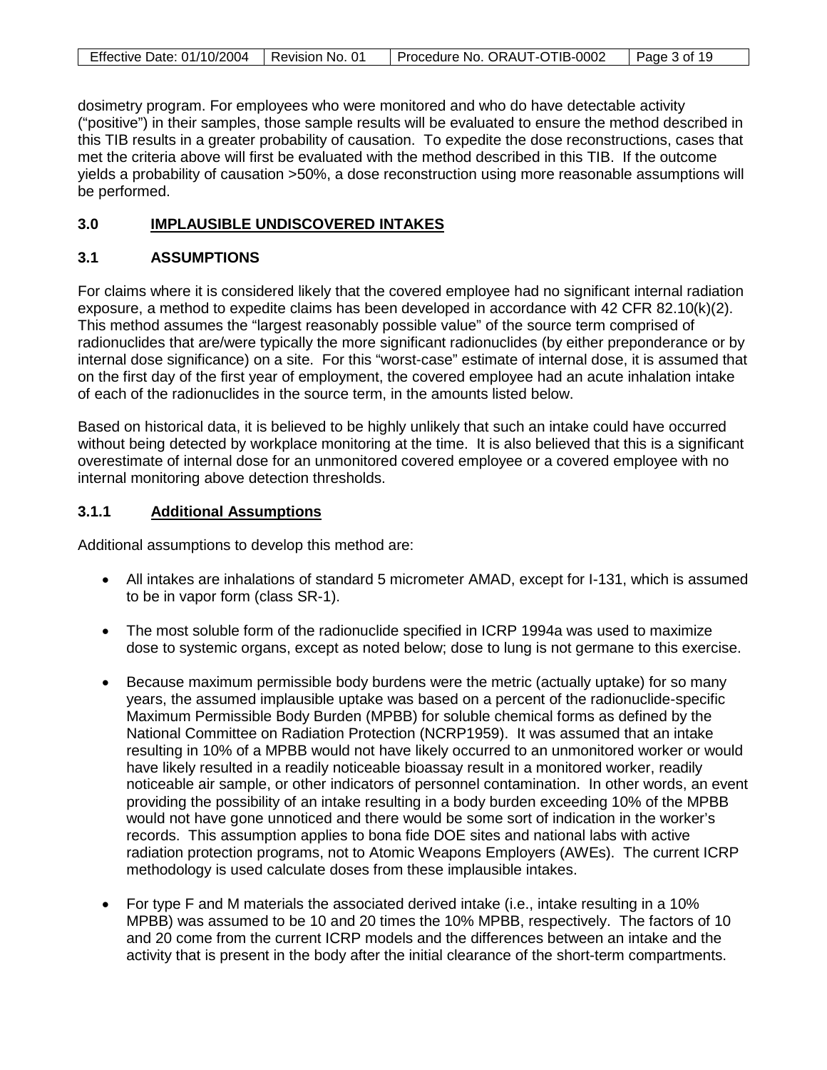dosimetry program. For employees who were monitored and who do have detectable activity ("positive") in their samples, those sample results will be evaluated to ensure the method described in this TIB results in a greater probability of causation. To expedite the dose reconstructions, cases that met the criteria above will first be evaluated with the method described in this TIB. If the outcome yields a probability of causation >50%, a dose reconstruction using more reasonable assumptions will be performed.

## 3.0 IMPLAUSIBLE UNDISCOVERED INTAKES

### 3.1 ASSUMPTIONS

For claims where it is considered likely that the covered employee had no significant internal radiation exposure, a method to expedite claims has been developed in accordance with 42 CFR 82.10(k)(2). This method assumes the "largest reasonably possible value" of the source term comprised of radionuclides that are/were typically the more significant radionuclides (by either preponderance or by internal dose significance) on a site. For this "worst-case" estimate of internal dose, it is assumed that on the first day of the first year of employment, the covered employee had an acute inhalation intake of each of the radionuclides in the source term, in the amounts listed below.

Based on historical data, it is believed to be highly unlikely that such an intake could have occurred without being detected by workplace monitoring at the time. It is also believed that this is a significant overestimate of internal dose for an unmonitored covered employee or a covered employee with no internal monitoring above detection thresholds.

#### 3.1.1 Additional Assumptions

Additional assumptions to develop this method are:

- All intakes are inhalations of standard 5 micrometer AMAD, except for I-131, which is assumed to be in vapor form (class SR-1).
- The most soluble form of the radionuclide specified in ICRP 1994a was used to maximize dose to systemic organs, except as noted below; dose to lung is not germane to this exercise.
- Because maximum permissible body burdens were the metric (actually uptake) for so many years, the assumed implausible uptake was based on a percent of the radionuclide-specific Maximum Permissible Body Burden (MPBB) for soluble chemical forms as defined by the National Committee on Radiation Protection (NCRP1959). It was assumed that an intake resulting in 10% of a MPBB would not have likely occurred to an unmonitored worker or would have likely resulted in a readily noticeable bioassay result in a monitored worker, readily noticeable air sample, or other indicators of personnel contamination. In other words, an event providing the possibility of an intake resulting in a body burden exceeding 10% of the MPBB would not have gone unnoticed and there would be some sort of indication in the worker's records. This assumption applies to bona fide DOE sites and national labs with active radiation protection programs, not to Atomic Weapons Employers (AWEs). The current ICRP methodology is used calculate doses from these implausible intakes.
- For type F and M materials the associated derived intake (i.e., intake resulting in a 10% MPBB) was assumed to be 10 and 20 times the 10% MPBB, respectively. The factors of 10 and 20 come from the current ICRP models and the differences between an intake and the activity that is present in the body after the initial clearance of the short-term compartments.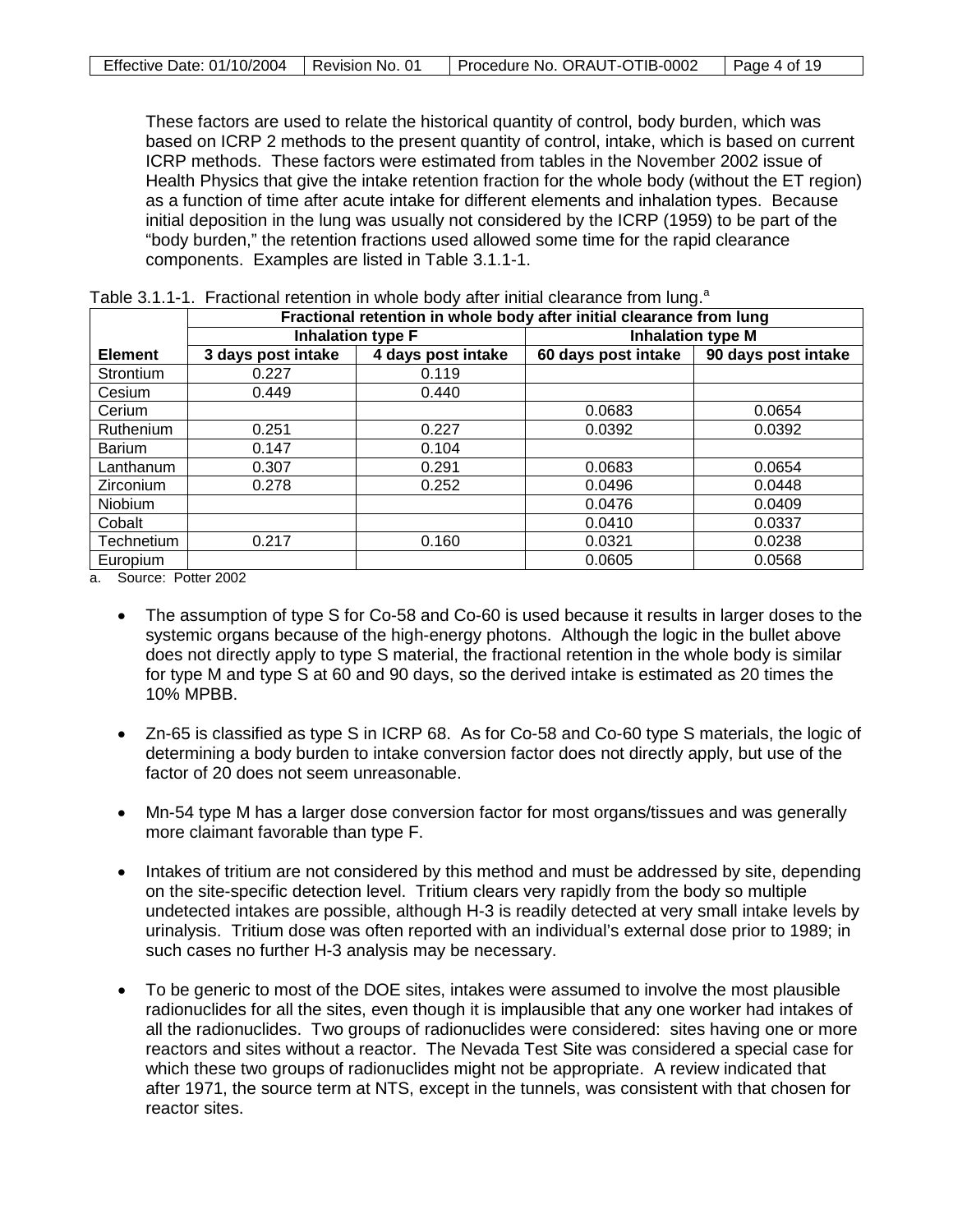These factors are used to relate the historical quantity of control, body burden, which was based on ICRP 2 methods to the present quantity of control, intake, which is based on current ICRP methods. These factors were estimated from tables in the November 2002 issue of Health Physics that give the intake retention fraction for the whole body (without the ET region) as a function of time after acute intake for different elements and inhalation types. Because initial deposition in the lung was usually not considered by the ICRP (1959) to be part of the "body burden," the retention fractions used allowed some time for the rapid clearance components. Examples are listed in Table 3.1.1-1.

Table 3.1.1-1. Fractional retention in whole body after initial clearance from lung.[a]

| | Fractional retention in whole body after initial clearance from lung | | | |
|---|---|---|---|---|
| | Inhalation type F | | Inhalation type M | |
| **Element** | **3 days post intake** | **4 days post intake** | **60 days post intake** | **90 days post intake** |
| Strontium | 0.227 | 0.119 | | |
| Cesium | 0.449 | 0.440 | | |
| Cerium | | | 0.0683 | 0.0654 |
| Ruthenium | 0.251 | 0.227 | 0.0392 | 0.0392 |
| Barium | 0.147 | 0.104 | | |
| Lanthanum | 0.307 | 0.291 | 0.0683 | 0.0654 |
| Zirconium | 0.278 | 0.252 | 0.0496 | 0.0448 |
| Niobium | | | 0.0476 | 0.0409 |
| Cobalt | | | 0.0410 | 0.0337 |
| Technetium | 0.217 | 0.160 | 0.0321 | 0.0238 |
| Europium | | | 0.0605 | 0.0568 |

a. Source: Potter 2002

- The assumption of type S for Co-58 and Co-60 is used because it results in larger doses to the systemic organs because of the high-energy photons. Although the logic in the bullet above does not directly apply to type S material, the fractional retention in the whole body is similar for type M and type S at 60 and 90 days, so the derived intake is estimated as 20 times the 10% MPBB.

- Zn-65 is classified as type S in ICRP 68. As for Co-58 and Co-60 type S materials, the logic of determining a body burden to intake conversion factor does not directly apply, but use of the factor of 20 does not seem unreasonable.

- Mn-54 type M has a larger dose conversion factor for most organs/tissues and was generally more claimant favorable than type F.

- Intakes of tritium are not considered by this method and must be addressed by site, depending on the site-specific detection level. Tritium clears very rapidly from the body so multiple undetected intakes are possible, although H-3 is readily detected at very small intake levels by urinalysis. Tritium dose was often reported with an individual's external dose prior to 1989; in such cases no further H-3 analysis may be necessary.

- To be generic to most of the DOE sites, intakes were assumed to involve the most plausible radionuclides for all the sites, even though it is implausible that any one worker had intakes of all the radionuclides. Two groups of radionuclides were considered: sites having one or more reactors and sites without a reactor. The Nevada Test Site was considered a special case for which these two groups of radionuclides might not be appropriate. A review indicated that after 1971, the source term at NTS, except in the tunnels, was consistent with that chosen for reactor sites.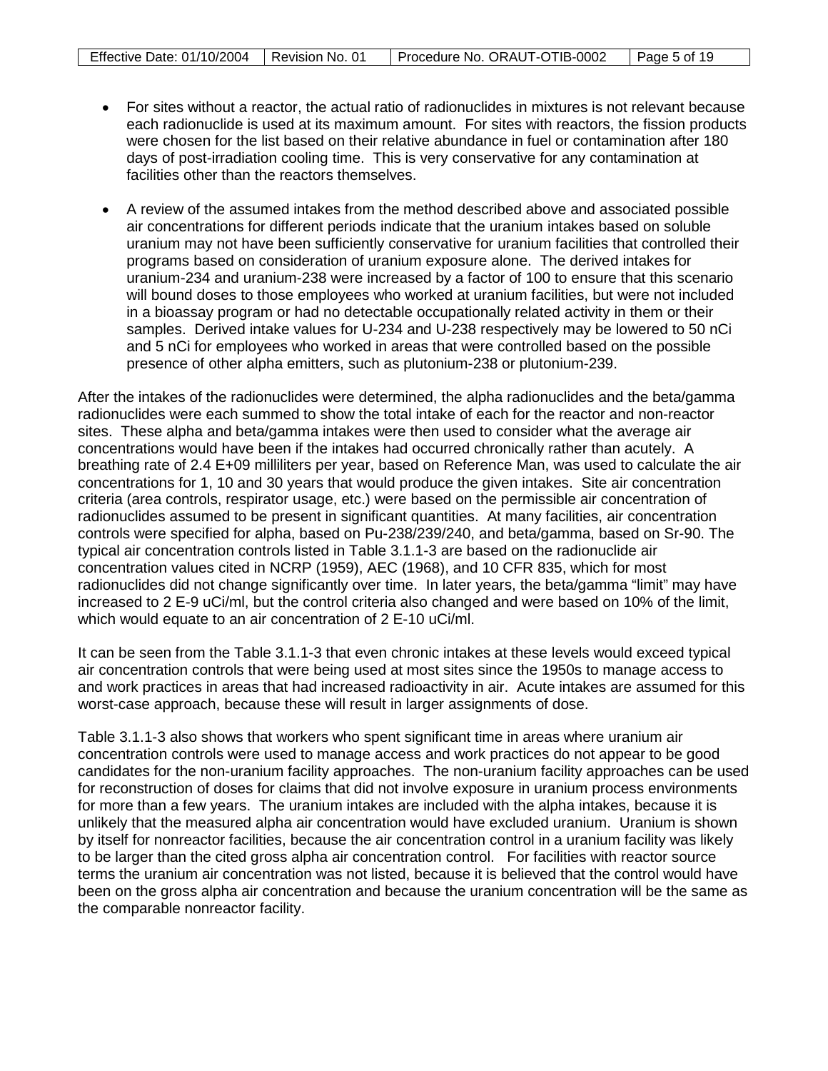- For sites without a reactor, the actual ratio of radionuclides in mixtures is not relevant because each radionuclide is used at its maximum amount. For sites with reactors, the fission products were chosen for the list based on their relative abundance in fuel or contamination after 180 days of post-irradiation cooling time. This is very conservative for any contamination at facilities other than the reactors themselves.

- A review of the assumed intakes from the method described above and associated possible air concentrations for different periods indicate that the uranium intakes based on soluble uranium may not have been sufficiently conservative for uranium facilities that controlled their programs based on consideration of uranium exposure alone. The derived intakes for uranium-234 and uranium-238 were increased by a factor of 100 to ensure that this scenario will bound doses to those employees who worked at uranium facilities, but were not included in a bioassay program or had no detectable occupationally related activity in them or their samples. Derived intake values for U-234 and U-238 respectively may be lowered to 50 nCi and 5 nCi for employees who worked in areas that were controlled based on the possible presence of other alpha emitters, such as plutonium-238 or plutonium-239.

After the intakes of the radionuclides were determined, the alpha radionuclides and the beta/gamma radionuclides were each summed to show the total intake of each for the reactor and non-reactor sites. These alpha and beta/gamma intakes were then used to consider what the average air concentrations would have been if the intakes had occurred chronically rather than acutely. A breathing rate of 2.4 E+09 milliliters per year, based on Reference Man, was used to calculate the air concentrations for 1, 10 and 30 years that would produce the given intakes. Site air concentration criteria (area controls, respirator usage, etc.) were based on the permissible air concentration of radionuclides assumed to be present in significant quantities. At many facilities, air concentration controls were specified for alpha, based on Pu-238/239/240, and beta/gamma, based on Sr-90. The typical air concentration controls listed in Table 3.1.1-3 are based on the radionuclide air concentration values cited in NCRP (1959), AEC (1968), and 10 CFR 835, which for most radionuclides did not change significantly over time. In later years, the beta/gamma "limit" may have increased to 2 E-9 uCi/ml, but the control criteria also changed and were based on 10% of the limit, which would equate to an air concentration of 2 E-10 uCi/ml.

It can be seen from the Table 3.1.1-3 that even chronic intakes at these levels would exceed typical air concentration controls that were being used at most sites since the 1950s to manage access to and work practices in areas that had increased radioactivity in air. Acute intakes are assumed for this worst-case approach, because these will result in larger assignments of dose.

Table 3.1.1-3 also shows that workers who spent significant time in areas where uranium air concentration controls were used to manage access and work practices do not appear to be good candidates for the non-uranium facility approaches. The non-uranium facility approaches can be used for reconstruction of doses for claims that did not involve exposure in uranium process environments for more than a few years. The uranium intakes are included with the alpha intakes, because it is unlikely that the measured alpha air concentration would have excluded uranium. Uranium is shown by itself for nonreactor facilities, because the air concentration control in a uranium facility was likely to be larger than the cited gross alpha air concentration control. For facilities with reactor source terms the uranium air concentration was not listed, because it is believed that the control would have been on the gross alpha air concentration and because the uranium concentration will be the same as the comparable nonreactor facility.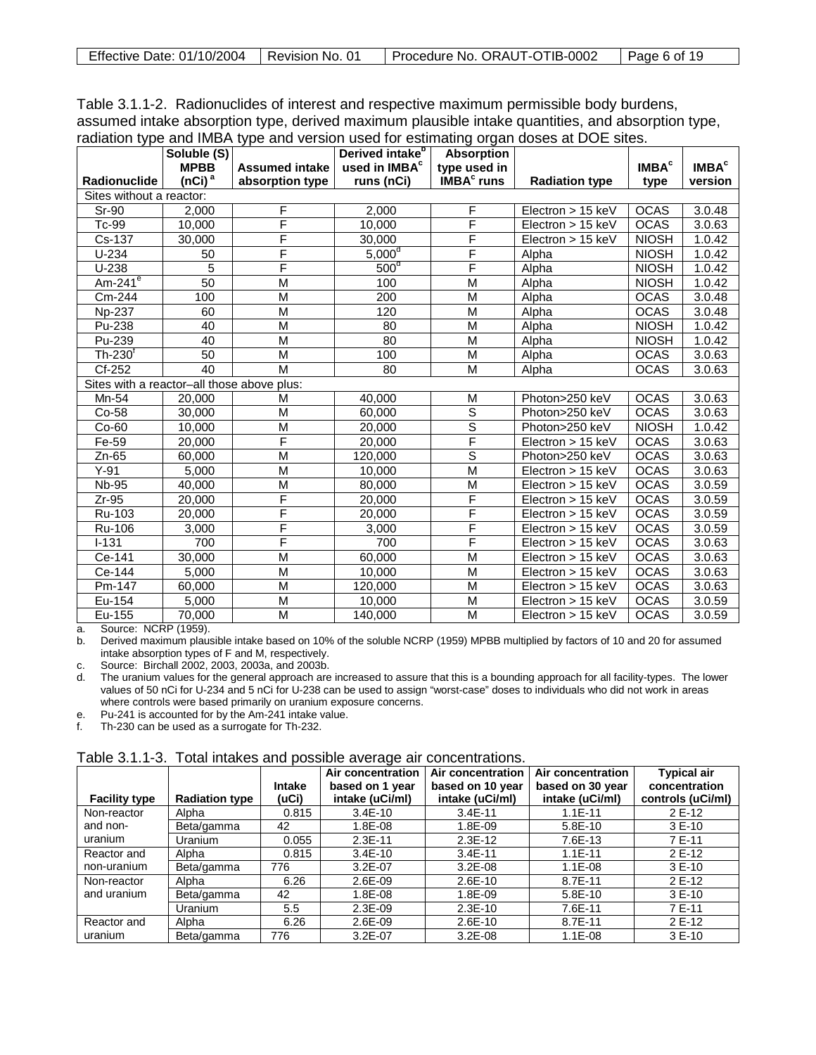Table 3.1.1-2. Radionuclides of interest and respective maximum permissible body burdens, assumed intake absorption type, derived maximum plausible intake quantities, and absorption type, radiation type and IMBA type and version used for estimating organ doses at DOE sites.

| Radionuclide | Soluble (S) MPBB (nCi) [a] | Assumed intake absorption type | Derived intake[b] used in IMBA[c] runs (nCi) | Absorption type used in IMBA[c] runs | Radiation type | IMBA[c] type | IMBA[c] version |
|---|---|---|---|---|---|---|---|
| Sites without a reactor: | | | | | | | |
| Sr-90 | 2,000 | F | 2,000 | F | Electron > 15 keV | OCAS | 3.0.48 |
| Tc-99 | 10,000 | F | 10,000 | F | Electron > 15 keV | OCAS | 3.0.63 |
| Cs-137 | 30,000 | F | 30,000 | F | Electron > 15 keV | NIOSH | 1.0.42 |
| U-234 | 50 | F | 5,000[d] | F | Alpha | NIOSH | 1.0.42 |
| U-238 | 5 | F | 500[d] | F | Alpha | NIOSH | 1.0.42 |
| Am-241[e] | 50 | M | 100 | M | Alpha | NIOSH | 1.0.42 |
| Cm-244 | 100 | M | 200 | M | Alpha | OCAS | 3.0.48 |
| Np-237 | 60 | M | 120 | M | Alpha | OCAS | 3.0.48 |
| Pu-238 | 40 | M | 80 | M | Alpha | NIOSH | 1.0.42 |
| Pu-239 | 40 | M | 80 | M | Alpha | NIOSH | 1.0.42 |
| Th-230[f] | 50 | M | 100 | M | Alpha | OCAS | 3.0.63 |
| Cf-252 | 40 | M | 80 | M | Alpha | OCAS | 3.0.63 |
| Sites with a reactor–all those above plus: | | | | | | | |
| Mn-54 | 20,000 | M | 40,000 | M | Photon>250 keV | OCAS | 3.0.63 |
| Co-58 | 30,000 | M | 60,000 | S | Photon>250 keV | OCAS | 3.0.63 |
| Co-60 | 10,000 | M | 20,000 | S | Photon>250 keV | NIOSH | 1.0.42 |
| Fe-59 | 20,000 | F | 20,000 | F | Electron > 15 keV | OCAS | 3.0.63 |
| Zn-65 | 60,000 | M | 120,000 | S | Photon>250 keV | OCAS | 3.0.63 |
| Y-91 | 5,000 | M | 10,000 | M | Electron > 15 keV | OCAS | 3.0.63 |
| Nb-95 | 40,000 | M | 80,000 | M | Electron > 15 keV | OCAS | 3.0.59 |
| Zr-95 | 20,000 | F | 20,000 | F | Electron > 15 keV | OCAS | 3.0.59 |
| Ru-103 | 20,000 | F | 20,000 | F | Electron > 15 keV | OCAS | 3.0.59 |
| Ru-106 | 3,000 | F | 3,000 | F | Electron > 15 keV | OCAS | 3.0.59 |
| I-131 | 700 | F | 700 | F | Electron > 15 keV | OCAS | 3.0.63 |
| Ce-141 | 30,000 | M | 60,000 | M | Electron > 15 keV | OCAS | 3.0.63 |
| Ce-144 | 5,000 | M | 10,000 | M | Electron > 15 keV | OCAS | 3.0.63 |
| Pm-147 | 60,000 | M | 120,000 | M | Electron > 15 keV | OCAS | 3.0.63 |
| Eu-154 | 5,000 | M | 10,000 | M | Electron > 15 keV | OCAS | 3.0.59 |
| Eu-155 | 70,000 | M | 140,000 | M | Electron > 15 keV | OCAS | 3.0.59 |

a. Source: NCRP (1959).
b. Derived maximum plausible intake based on 10% of the soluble NCRP (1959) MPBB multiplied by factors of 10 and 20 for assumed intake absorption types of F and M, respectively.
c. Source: Birchall 2002, 2003, 2003a, and 2003b.
d. The uranium values for the general approach are increased to assure that this is a bounding approach for all facility-types. The lower values of 50 nCi for U-234 and 5 nCi for U-238 can be used to assign "worst-case" doses to individuals who did not work in areas where controls were based primarily on uranium exposure concerns.
e. Pu-241 is accounted for by the Am-241 intake value.
f. Th-230 can be used as a surrogate for Th-232.

Table 3.1.1-3. Total intakes and possible average air concentrations.

| Facility type | Radiation type | Intake (uCi) | Air concentration based on 1 year intake (uCi/ml) | Air concentration based on 10 year intake (uCi/ml) | Air concentration based on 30 year intake (uCi/ml) | Typical air concentration controls (uCi/ml) |
|---|---|---|---|---|---|---|
| Non-reactor and non-uranium | Alpha | 0.815 | 3.4E-10 | 3.4E-11 | 1.1E-11 | 2 E-12 |
| | Beta/gamma | 42 | 1.8E-08 | 1.8E-09 | 5.8E-10 | 3 E-10 |
| | Uranium | 0.055 | 2.3E-11 | 2.3E-12 | 7.6E-13 | 7 E-11 |
| Reactor and non-uranium | Alpha | 0.815 | 3.4E-10 | 3.4E-11 | 1.1E-11 | 2 E-12 |
| | Beta/gamma | 776 | 3.2E-07 | 3.2E-08 | 1.1E-08 | 3 E-10 |
| Non-reactor and uranium | Alpha | 6.26 | 2.6E-09 | 2.6E-10 | 8.7E-11 | 2 E-12 |
| | Beta/gamma | 42 | 1.8E-08 | 1.8E-09 | 5.8E-10 | 3 E-10 |
| | Uranium | 5.5 | 2.3E-09 | 2.3E-10 | 7.6E-11 | 7 E-11 |
| Reactor and uranium | Alpha | 6.26 | 2.6E-09 | 2.6E-10 | 8.7E-11 | 2 E-12 |
| | Beta/gamma | 776 | 3.2E-07 | 3.2E-08 | 1.1E-08 | 3 E-10 |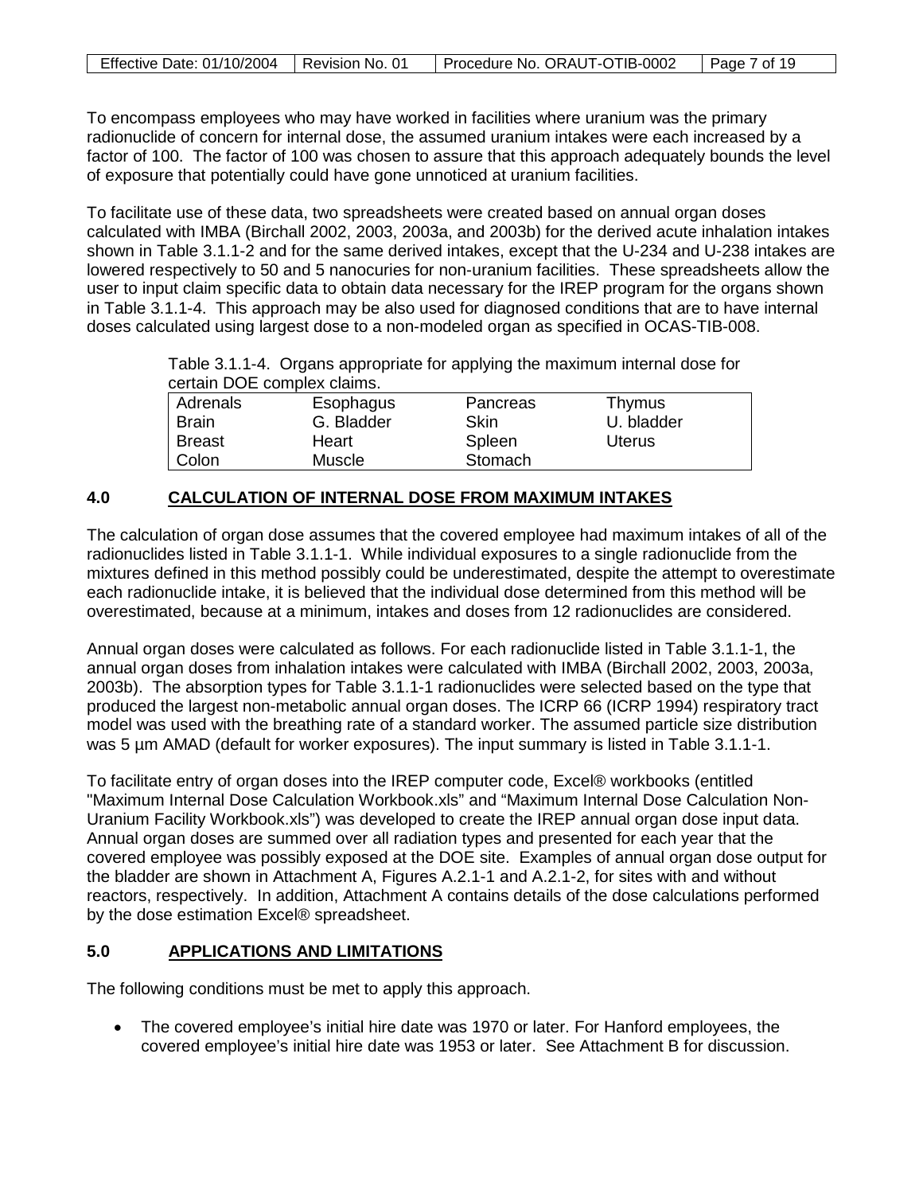To encompass employees who may have worked in facilities where uranium was the primary radionuclide of concern for internal dose, the assumed uranium intakes were each increased by a factor of 100. The factor of 100 was chosen to assure that this approach adequately bounds the level of exposure that potentially could have gone unnoticed at uranium facilities.

To facilitate use of these data, two spreadsheets were created based on annual organ doses calculated with IMBA (Birchall 2002, 2003, 2003a, and 2003b) for the derived acute inhalation intakes shown in Table 3.1.1-2 and for the same derived intakes, except that the U-234 and U-238 intakes are lowered respectively to 50 and 5 nanocuries for non-uranium facilities. These spreadsheets allow the user to input claim specific data to obtain data necessary for the IREP program for the organs shown in Table 3.1.1-4. This approach may be also used for diagnosed conditions that are to have internal doses calculated using largest dose to a non-modeled organ as specified in OCAS-TIB-008.

Table 3.1.1-4. Organs appropriate for applying the maximum internal dose for certain DOE complex claims.

| | | | |
|---|---|---|---|
| Adrenals | Esophagus | Pancreas | Thymus |
| Brain | G. Bladder | Skin | U. bladder |
| Breast | Heart | Spleen | Uterus |
| Colon | Muscle | Stomach | |

## 4.0 CALCULATION OF INTERNAL DOSE FROM MAXIMUM INTAKES

The calculation of organ dose assumes that the covered employee had maximum intakes of all of the radionuclides listed in Table 3.1.1-1. While individual exposures to a single radionuclide from the mixtures defined in this method possibly could be underestimated, despite the attempt to overestimate each radionuclide intake, it is believed that the individual dose determined from this method will be overestimated, because at a minimum, intakes and doses from 12 radionuclides are considered.

Annual organ doses were calculated as follows. For each radionuclide listed in Table 3.1.1-1, the annual organ doses from inhalation intakes were calculated with IMBA (Birchall 2002, 2003, 2003a, 2003b). The absorption types for Table 3.1.1-1 radionuclides were selected based on the type that produced the largest non-metabolic annual organ doses. The ICRP 66 (ICRP 1994) respiratory tract model was used with the breathing rate of a standard worker. The assumed particle size distribution was 5 µm AMAD (default for worker exposures). The input summary is listed in Table 3.1.1-1.

To facilitate entry of organ doses into the IREP computer code, Excel® workbooks (entitled "Maximum Internal Dose Calculation Workbook.xls" and "Maximum Internal Dose Calculation Non-Uranium Facility Workbook.xls") was developed to create the IREP annual organ dose input data. Annual organ doses are summed over all radiation types and presented for each year that the covered employee was possibly exposed at the DOE site. Examples of annual organ dose output for the bladder are shown in Attachment A, Figures A.2.1-1 and A.2.1-2, for sites with and without reactors, respectively. In addition, Attachment A contains details of the dose calculations performed by the dose estimation Excel® spreadsheet.

## 5.0 APPLICATIONS AND LIMITATIONS

The following conditions must be met to apply this approach.

- The covered employee's initial hire date was 1970 or later. For Hanford employees, the covered employee's initial hire date was 1953 or later. See Attachment B for discussion.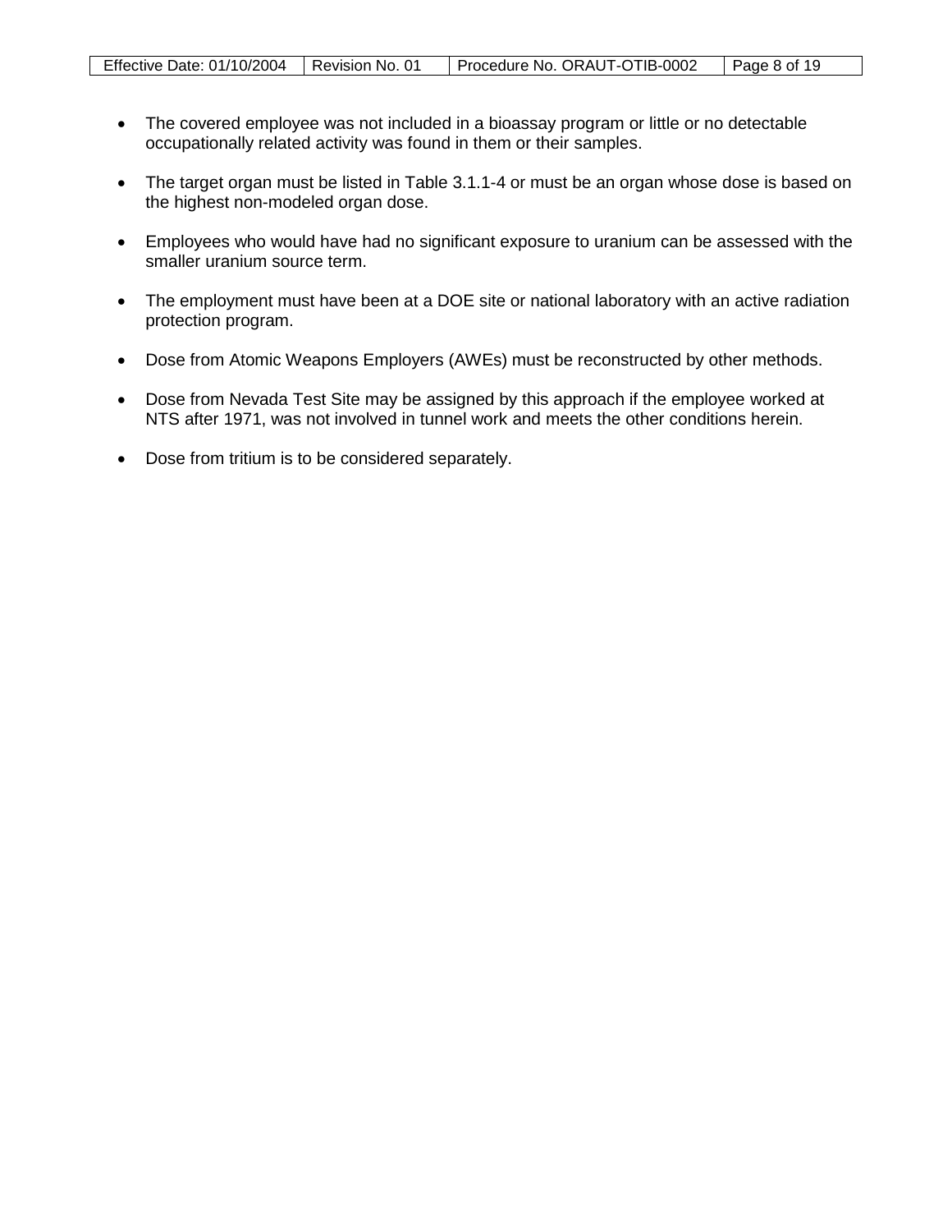- The covered employee was not included in a bioassay program or little or no detectable occupationally related activity was found in them or their samples.

- The target organ must be listed in Table 3.1.1-4 or must be an organ whose dose is based on the highest non-modeled organ dose.

- Employees who would have had no significant exposure to uranium can be assessed with the smaller uranium source term.

- The employment must have been at a DOE site or national laboratory with an active radiation protection program.

- Dose from Atomic Weapons Employers (AWEs) must be reconstructed by other methods.

- Dose from Nevada Test Site may be assigned by this approach if the employee worked at NTS after 1971, was not involved in tunnel work and meets the other conditions herein.

- Dose from tritium is to be considered separately.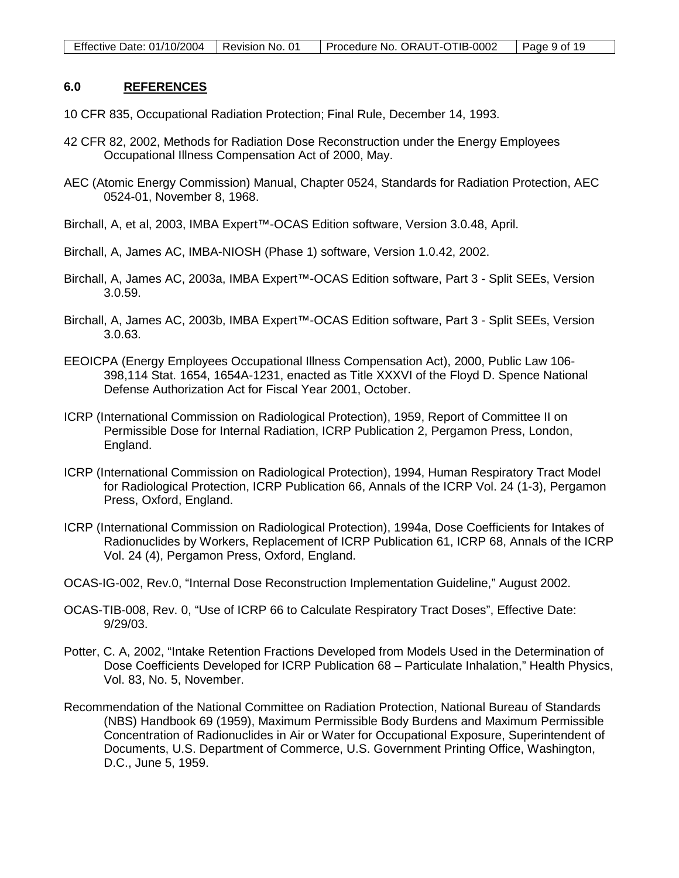## 6.0 REFERENCES

10 CFR 835, Occupational Radiation Protection; Final Rule, December 14, 1993.

42 CFR 82, 2002, Methods for Radiation Dose Reconstruction under the Energy Employees Occupational Illness Compensation Act of 2000, May.

AEC (Atomic Energy Commission) Manual, Chapter 0524, Standards for Radiation Protection, AEC 0524-01, November 8, 1968.

Birchall, A, et al, 2003, IMBA Expert™-OCAS Edition software, Version 3.0.48, April.

Birchall, A, James AC, IMBA-NIOSH (Phase 1) software, Version 1.0.42, 2002.

Birchall, A, James AC, 2003a, IMBA Expert™-OCAS Edition software, Part 3 - Split SEEs, Version 3.0.59.

Birchall, A, James AC, 2003b, IMBA Expert™-OCAS Edition software, Part 3 - Split SEEs, Version 3.0.63.

EEOICPA (Energy Employees Occupational Illness Compensation Act), 2000, Public Law 106-398,114 Stat. 1654, 1654A-1231, enacted as Title XXXVI of the Floyd D. Spence National Defense Authorization Act for Fiscal Year 2001, October.

ICRP (International Commission on Radiological Protection), 1959, Report of Committee II on Permissible Dose for Internal Radiation, ICRP Publication 2, Pergamon Press, London, England.

ICRP (International Commission on Radiological Protection), 1994, Human Respiratory Tract Model for Radiological Protection, ICRP Publication 66, Annals of the ICRP Vol. 24 (1-3), Pergamon Press, Oxford, England.

ICRP (International Commission on Radiological Protection), 1994a, Dose Coefficients for Intakes of Radionuclides by Workers, Replacement of ICRP Publication 61, ICRP 68, Annals of the ICRP Vol. 24 (4), Pergamon Press, Oxford, England.

OCAS-IG-002, Rev.0, "Internal Dose Reconstruction Implementation Guideline," August 2002.

OCAS-TIB-008, Rev. 0, "Use of ICRP 66 to Calculate Respiratory Tract Doses", Effective Date: 9/29/03.

Potter, C. A, 2002, "Intake Retention Fractions Developed from Models Used in the Determination of Dose Coefficients Developed for ICRP Publication 68 – Particulate Inhalation," Health Physics, Vol. 83, No. 5, November.

Recommendation of the National Committee on Radiation Protection, National Bureau of Standards (NBS) Handbook 69 (1959), Maximum Permissible Body Burdens and Maximum Permissible Concentration of Radionuclides in Air or Water for Occupational Exposure, Superintendent of Documents, U.S. Department of Commerce, U.S. Government Printing Office, Washington, D.C., June 5, 1959.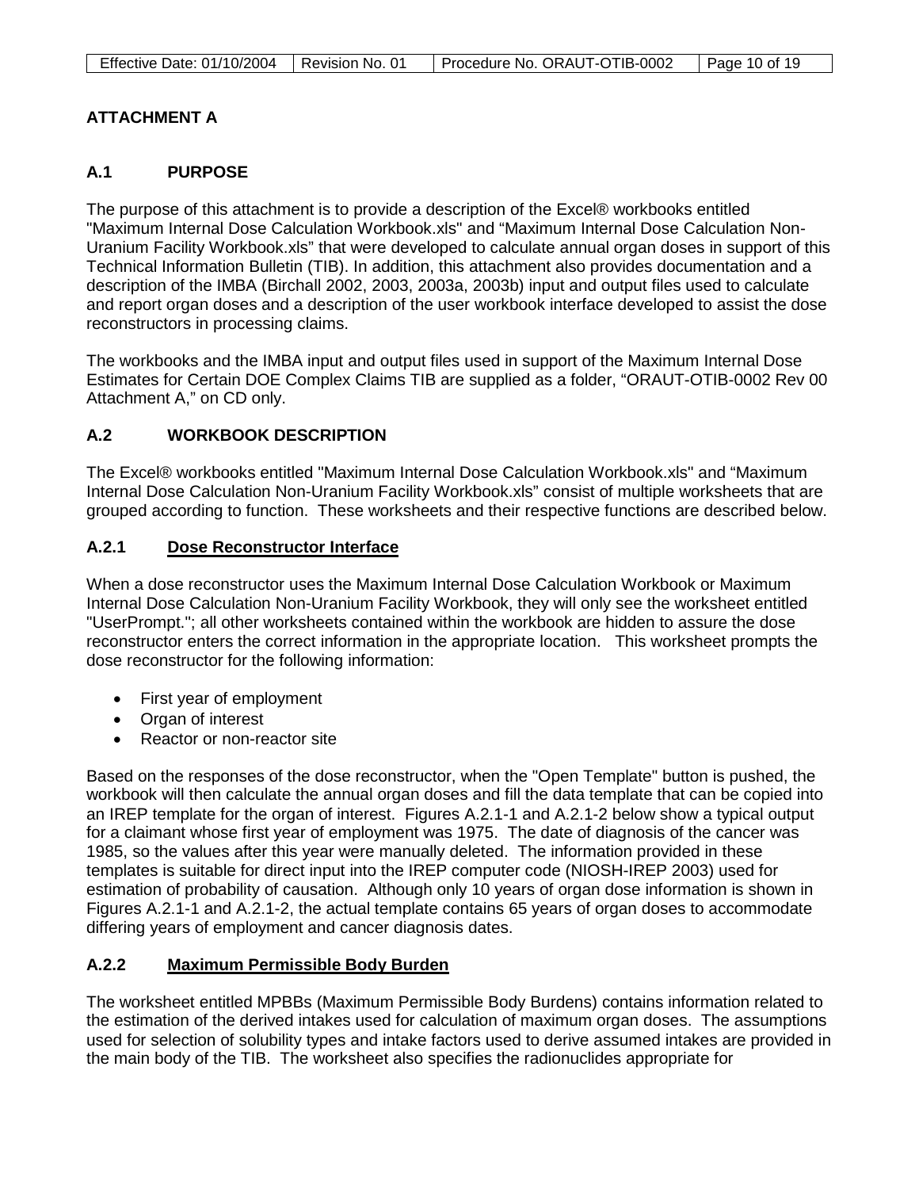## ATTACHMENT A

### A.1 PURPOSE

The purpose of this attachment is to provide a description of the Excel® workbooks entitled "Maximum Internal Dose Calculation Workbook.xls" and "Maximum Internal Dose Calculation Non-Uranium Facility Workbook.xls" that were developed to calculate annual organ doses in support of this Technical Information Bulletin (TIB). In addition, this attachment also provides documentation and a description of the IMBA (Birchall 2002, 2003, 2003a, 2003b) input and output files used to calculate and report organ doses and a description of the user workbook interface developed to assist the dose reconstructors in processing claims.

The workbooks and the IMBA input and output files used in support of the Maximum Internal Dose Estimates for Certain DOE Complex Claims TIB are supplied as a folder, "ORAUT-OTIB-0002 Rev 00 Attachment A," on CD only.

### A.2 WORKBOOK DESCRIPTION

The Excel® workbooks entitled "Maximum Internal Dose Calculation Workbook.xls" and "Maximum Internal Dose Calculation Non-Uranium Facility Workbook.xls" consist of multiple worksheets that are grouped according to function. These worksheets and their respective functions are described below.

#### A.2.1 Dose Reconstructor Interface

When a dose reconstructor uses the Maximum Internal Dose Calculation Workbook or Maximum Internal Dose Calculation Non-Uranium Facility Workbook, they will only see the worksheet entitled "UserPrompt."; all other worksheets contained within the workbook are hidden to assure the dose reconstructor enters the correct information in the appropriate location. This worksheet prompts the dose reconstructor for the following information:

- First year of employment
- Organ of interest
- Reactor or non-reactor site

Based on the responses of the dose reconstructor, when the "Open Template" button is pushed, the workbook will then calculate the annual organ doses and fill the data template that can be copied into an IREP template for the organ of interest. Figures A.2.1-1 and A.2.1-2 below show a typical output for a claimant whose first year of employment was 1975. The date of diagnosis of the cancer was 1985, so the values after this year were manually deleted. The information provided in these templates is suitable for direct input into the IREP computer code (NIOSH-IREP 2003) used for estimation of probability of causation. Although only 10 years of organ dose information is shown in Figures A.2.1-1 and A.2.1-2, the actual template contains 65 years of organ doses to accommodate differing years of employment and cancer diagnosis dates.

#### A.2.2 Maximum Permissible Body Burden

The worksheet entitled MPBBs (Maximum Permissible Body Burdens) contains information related to the estimation of the derived intakes used for calculation of maximum organ doses. The assumptions used for selection of solubility types and intake factors used to derive assumed intakes are provided in the main body of the TIB. The worksheet also specifies the radionuclides appropriate for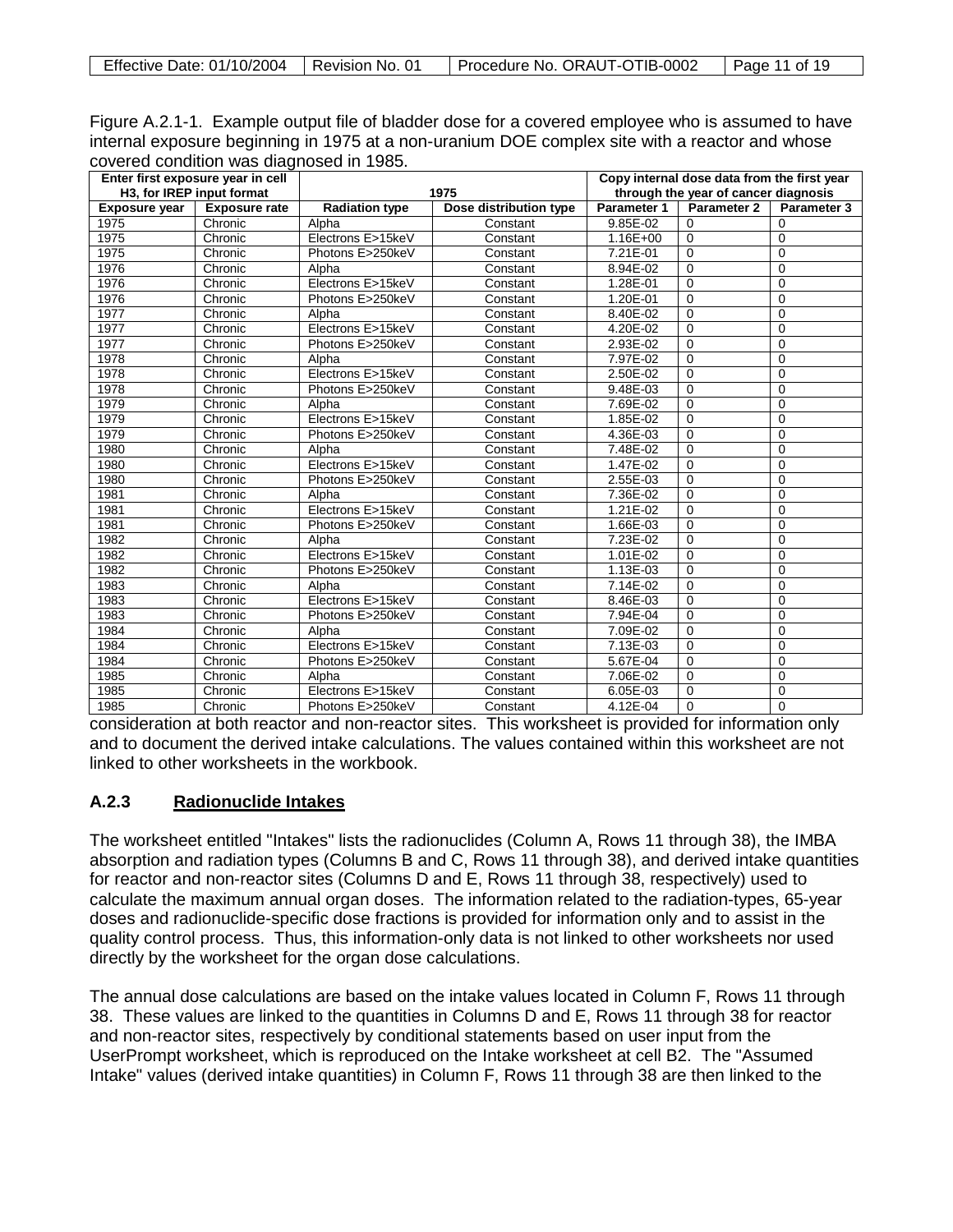Figure A.2.1-1. Example output file of bladder dose for a covered employee who is assumed to have internal exposure beginning in 1975 at a non-uranium DOE complex site with a reactor and whose covered condition was diagnosed in 1985.

| Enter first exposure year in cell H3, for IREP input format | | 1975 | | Copy internal dose data from the first year through the year of cancer diagnosis | | |
|---|---|---|---|---|---|---|
| **Exposure year** | **Exposure rate** | **Radiation type** | **Dose distribution type** | **Parameter 1** | **Parameter 2** | **Parameter 3** |
| 1975 | Chronic | Alpha | Constant | 9.85E-02 | 0 | 0 |
| 1975 | Chronic | Electrons E>15keV | Constant | 1.16E+00 | 0 | 0 |
| 1975 | Chronic | Photons E>250keV | Constant | 7.21E-01 | 0 | 0 |
| 1976 | Chronic | Alpha | Constant | 8.94E-02 | 0 | 0 |
| 1976 | Chronic | Electrons E>15keV | Constant | 1.28E-01 | 0 | 0 |
| 1976 | Chronic | Photons E>250keV | Constant | 1.20E-01 | 0 | 0 |
| 1977 | Chronic | Alpha | Constant | 8.40E-02 | 0 | 0 |
| 1977 | Chronic | Electrons E>15keV | Constant | 4.20E-02 | 0 | 0 |
| 1977 | Chronic | Photons E>250keV | Constant | 2.93E-02 | 0 | 0 |
| 1978 | Chronic | Alpha | Constant | 7.97E-02 | 0 | 0 |
| 1978 | Chronic | Electrons E>15keV | Constant | 2.50E-02 | 0 | 0 |
| 1978 | Chronic | Photons E>250keV | Constant | 9.48E-03 | 0 | 0 |
| 1979 | Chronic | Alpha | Constant | 7.69E-02 | 0 | 0 |
| 1979 | Chronic | Electrons E>15keV | Constant | 1.85E-02 | 0 | 0 |
| 1979 | Chronic | Photons E>250keV | Constant | 4.36E-03 | 0 | 0 |
| 1980 | Chronic | Alpha | Constant | 7.48E-02 | 0 | 0 |
| 1980 | Chronic | Electrons E>15keV | Constant | 1.47E-02 | 0 | 0 |
| 1980 | Chronic | Photons E>250keV | Constant | 2.55E-03 | 0 | 0 |
| 1981 | Chronic | Alpha | Constant | 7.36E-02 | 0 | 0 |
| 1981 | Chronic | Electrons E>15keV | Constant | 1.21E-02 | 0 | 0 |
| 1981 | Chronic | Photons E>250keV | Constant | 1.66E-03 | 0 | 0 |
| 1982 | Chronic | Alpha | Constant | 7.23E-02 | 0 | 0 |
| 1982 | Chronic | Electrons E>15keV | Constant | 1.01E-02 | 0 | 0 |
| 1982 | Chronic | Photons E>250keV | Constant | 1.13E-03 | 0 | 0 |
| 1983 | Chronic | Alpha | Constant | 7.14E-02 | 0 | 0 |
| 1983 | Chronic | Electrons E>15keV | Constant | 8.46E-03 | 0 | 0 |
| 1983 | Chronic | Photons E>250keV | Constant | 7.94E-04 | 0 | 0 |
| 1984 | Chronic | Alpha | Constant | 7.09E-02 | 0 | 0 |
| 1984 | Chronic | Electrons E>15keV | Constant | 7.13E-03 | 0 | 0 |
| 1984 | Chronic | Photons E>250keV | Constant | 5.67E-04 | 0 | 0 |
| 1985 | Chronic | Alpha | Constant | 7.06E-02 | 0 | 0 |
| 1985 | Chronic | Electrons E>15keV | Constant | 6.05E-03 | 0 | 0 |
| 1985 | Chronic | Photons E>250keV | Constant | 4.12E-04 | 0 | 0 |

consideration at both reactor and non-reactor sites. This worksheet is provided for information only and to document the derived intake calculations. The values contained within this worksheet are not linked to other worksheets in the workbook.

### A.2.3 Radionuclide Intakes

The worksheet entitled "Intakes" lists the radionuclides (Column A, Rows 11 through 38), the IMBA absorption and radiation types (Columns B and C, Rows 11 through 38), and derived intake quantities for reactor and non-reactor sites (Columns D and E, Rows 11 through 38, respectively) used to calculate the maximum annual organ doses. The information related to the radiation-types, 65-year doses and radionuclide-specific dose fractions is provided for information only and to assist in the quality control process. Thus, this information-only data is not linked to other worksheets nor used directly by the worksheet for the organ dose calculations.

The annual dose calculations are based on the intake values located in Column F, Rows 11 through 38. These values are linked to the quantities in Columns D and E, Rows 11 through 38 for reactor and non-reactor sites, respectively by conditional statements based on user input from the UserPrompt worksheet, which is reproduced on the Intake worksheet at cell B2. The "Assumed Intake" values (derived intake quantities) in Column F, Rows 11 through 38 are then linked to the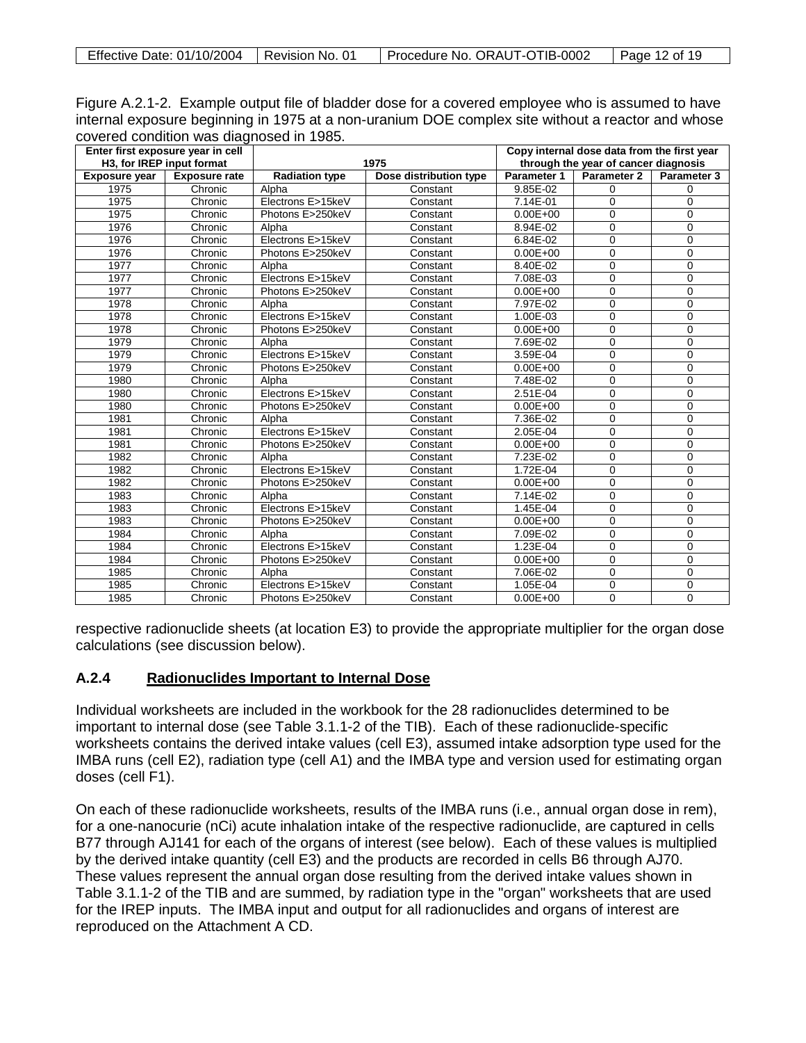Figure A.2.1-2. Example output file of bladder dose for a covered employee who is assumed to have internal exposure beginning in 1975 at a non-uranium DOE complex site without a reactor and whose covered condition was diagnosed in 1985.

| Enter first exposure year in cell H3, for IREP input format | | 1975 | | Copy internal dose data from the first year through the year of cancer diagnosis | | |
|---|---|---|---|---|---|---|
| **Exposure year** | **Exposure rate** | **Radiation type** | **Dose distribution type** | **Parameter 1** | **Parameter 2** | **Parameter 3** |
| 1975 | Chronic | Alpha | Constant | 9.85E-02 | 0 | 0 |
| 1975 | Chronic | Electrons E>15keV | Constant | 7.14E-01 | 0 | 0 |
| 1975 | Chronic | Photons E>250keV | Constant | 0.00E+00 | 0 | 0 |
| 1976 | Chronic | Alpha | Constant | 8.94E-02 | 0 | 0 |
| 1976 | Chronic | Electrons E>15keV | Constant | 6.84E-02 | 0 | 0 |
| 1976 | Chronic | Photons E>250keV | Constant | 0.00E+00 | 0 | 0 |
| 1977 | Chronic | Alpha | Constant | 8.40E-02 | 0 | 0 |
| 1977 | Chronic | Electrons E>15keV | Constant | 7.08E-03 | 0 | 0 |
| 1977 | Chronic | Photons E>250keV | Constant | 0.00E+00 | 0 | 0 |
| 1978 | Chronic | Alpha | Constant | 7.97E-02 | 0 | 0 |
| 1978 | Chronic | Electrons E>15keV | Constant | 1.00E-03 | 0 | 0 |
| 1978 | Chronic | Photons E>250keV | Constant | 0.00E+00 | 0 | 0 |
| 1979 | Chronic | Alpha | Constant | 7.69E-02 | 0 | 0 |
| 1979 | Chronic | Electrons E>15keV | Constant | 3.59E-04 | 0 | 0 |
| 1979 | Chronic | Photons E>250keV | Constant | 0.00E+00 | 0 | 0 |
| 1980 | Chronic | Alpha | Constant | 7.48E-02 | 0 | 0 |
| 1980 | Chronic | Electrons E>15keV | Constant | 2.51E-04 | 0 | 0 |
| 1980 | Chronic | Photons E>250keV | Constant | 0.00E+00 | 0 | 0 |
| 1981 | Chronic | Alpha | Constant | 7.36E-02 | 0 | 0 |
| 1981 | Chronic | Electrons E>15keV | Constant | 2.05E-04 | 0 | 0 |
| 1981 | Chronic | Photons E>250keV | Constant | 0.00E+00 | 0 | 0 |
| 1982 | Chronic | Alpha | Constant | 7.23E-02 | 0 | 0 |
| 1982 | Chronic | Electrons E>15keV | Constant | 1.72E-04 | 0 | 0 |
| 1982 | Chronic | Photons E>250keV | Constant | 0.00E+00 | 0 | 0 |
| 1983 | Chronic | Alpha | Constant | 7.14E-02 | 0 | 0 |
| 1983 | Chronic | Electrons E>15keV | Constant | 1.45E-04 | 0 | 0 |
| 1983 | Chronic | Photons E>250keV | Constant | 0.00E+00 | 0 | 0 |
| 1984 | Chronic | Alpha | Constant | 7.09E-02 | 0 | 0 |
| 1984 | Chronic | Electrons E>15keV | Constant | 1.23E-04 | 0 | 0 |
| 1984 | Chronic | Photons E>250keV | Constant | 0.00E+00 | 0 | 0 |
| 1985 | Chronic | Alpha | Constant | 7.06E-02 | 0 | 0 |
| 1985 | Chronic | Electrons E>15keV | Constant | 1.05E-04 | 0 | 0 |
| 1985 | Chronic | Photons E>250keV | Constant | 0.00E+00 | 0 | 0 |

respective radionuclide sheets (at location E3) to provide the appropriate multiplier for the organ dose calculations (see discussion below).

### A.2.4 Radionuclides Important to Internal Dose

Individual worksheets are included in the workbook for the 28 radionuclides determined to be important to internal dose (see Table 3.1.1-2 of the TIB). Each of these radionuclide-specific worksheets contains the derived intake values (cell E3), assumed intake adsorption type used for the IMBA runs (cell E2), radiation type (cell A1) and the IMBA type and version used for estimating organ doses (cell F1).

On each of these radionuclide worksheets, results of the IMBA runs (i.e., annual organ dose in rem), for a one-nanocurie (nCi) acute inhalation intake of the respective radionuclide, are captured in cells B77 through AJ141 for each of the organs of interest (see below). Each of these values is multiplied by the derived intake quantity (cell E3) and the products are recorded in cells B6 through AJ70. These values represent the annual organ dose resulting from the derived intake values shown in Table 3.1.1-2 of the TIB and are summed, by radiation type in the "organ" worksheets that are used for the IREP inputs. The IMBA input and output for all radionuclides and organs of interest are reproduced on the Attachment A CD.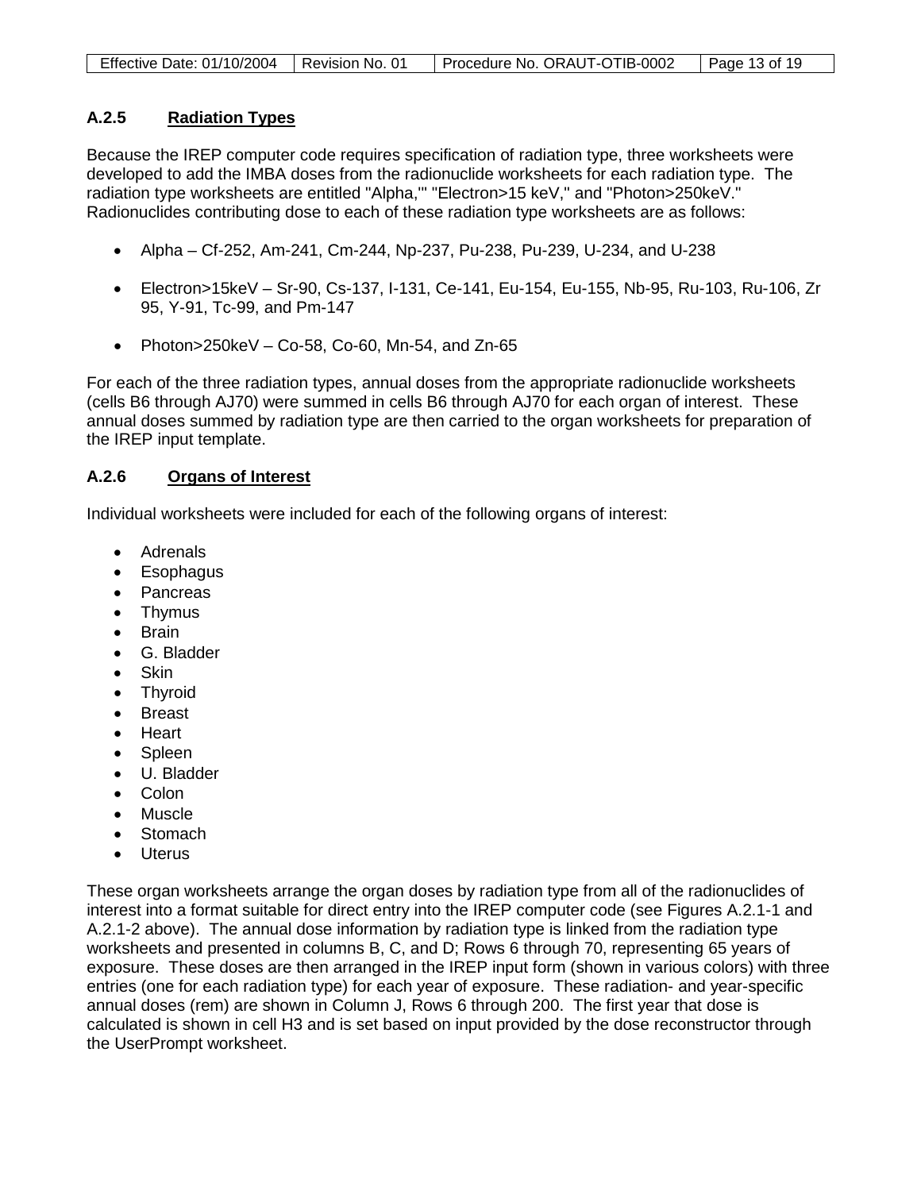### A.2.5 Radiation Types

Because the IREP computer code requires specification of radiation type, three worksheets were developed to add the IMBA doses from the radionuclide worksheets for each radiation type. The radiation type worksheets are entitled "Alpha,'" "Electron>15 keV," and "Photon>250keV." Radionuclides contributing dose to each of these radiation type worksheets are as follows:

- Alpha – Cf-252, Am-241, Cm-244, Np-237, Pu-238, Pu-239, U-234, and U-238
- Electron>15keV – Sr-90, Cs-137, I-131, Ce-141, Eu-154, Eu-155, Nb-95, Ru-103, Ru-106, Zr 95, Y-91, Tc-99, and Pm-147
- Photon>250keV – Co-58, Co-60, Mn-54, and Zn-65

For each of the three radiation types, annual doses from the appropriate radionuclide worksheets (cells B6 through AJ70) were summed in cells B6 through AJ70 for each organ of interest. These annual doses summed by radiation type are then carried to the organ worksheets for preparation of the IREP input template.

### A.2.6 Organs of Interest

Individual worksheets were included for each of the following organs of interest:

- Adrenals
- Esophagus
- Pancreas
- Thymus
- Brain
- G. Bladder
- Skin
- Thyroid
- Breast
- Heart
- Spleen
- U. Bladder
- Colon
- Muscle
- Stomach
- Uterus

These organ worksheets arrange the organ doses by radiation type from all of the radionuclides of interest into a format suitable for direct entry into the IREP computer code (see Figures A.2.1-1 and A.2.1-2 above). The annual dose information by radiation type is linked from the radiation type worksheets and presented in columns B, C, and D; Rows 6 through 70, representing 65 years of exposure. These doses are then arranged in the IREP input form (shown in various colors) with three entries (one for each radiation type) for each year of exposure. These radiation- and year-specific annual doses (rem) are shown in Column J, Rows 6 through 200. The first year that dose is calculated is shown in cell H3 and is set based on input provided by the dose reconstructor through the UserPrompt worksheet.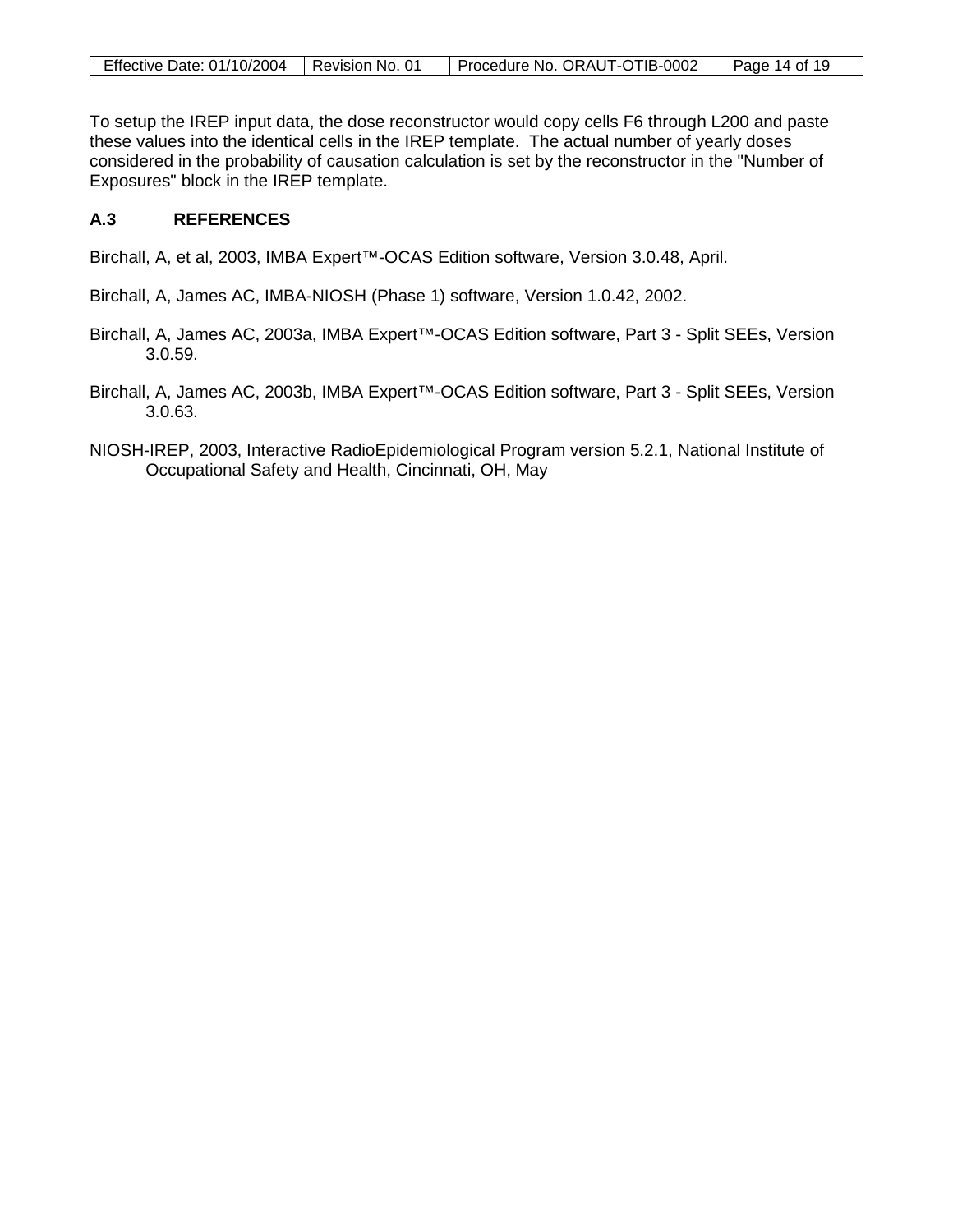To setup the IREP input data, the dose reconstructor would copy cells F6 through L200 and paste these values into the identical cells in the IREP template. The actual number of yearly doses considered in the probability of causation calculation is set by the reconstructor in the "Number of Exposures" block in the IREP template.

## A.3 REFERENCES

Birchall, A, et al, 2003, IMBA Expert™-OCAS Edition software, Version 3.0.48, April.

Birchall, A, James AC, IMBA-NIOSH (Phase 1) software, Version 1.0.42, 2002.

Birchall, A, James AC, 2003a, IMBA Expert™-OCAS Edition software, Part 3 - Split SEEs, Version 3.0.59.

Birchall, A, James AC, 2003b, IMBA Expert™-OCAS Edition software, Part 3 - Split SEEs, Version 3.0.63.

NIOSH-IREP, 2003, Interactive RadioEpidemiological Program version 5.2.1, National Institute of Occupational Safety and Health, Cincinnati, OH, May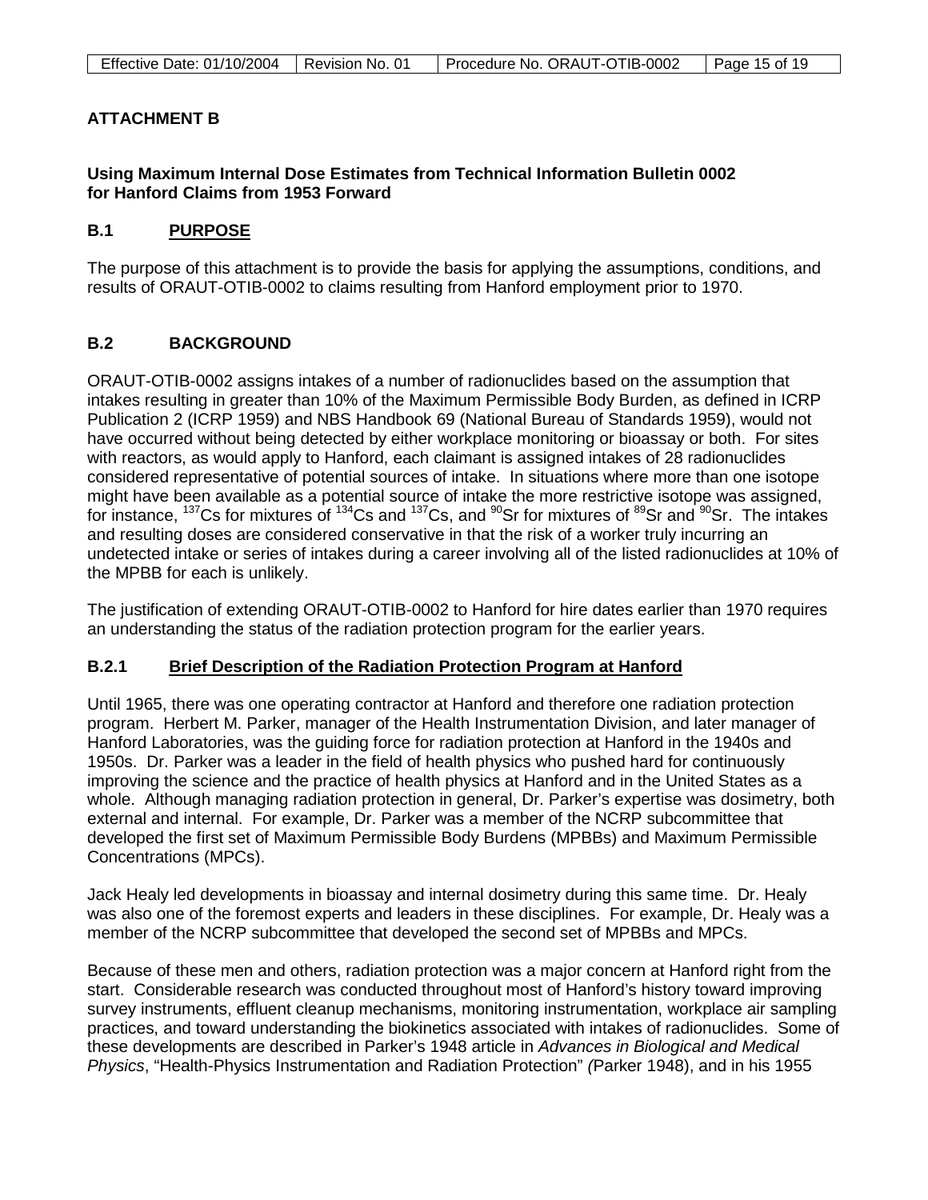## ATTACHMENT B

### Using Maximum Internal Dose Estimates from Technical Information Bulletin 0002 for Hanford Claims from 1953 Forward

### B.1 PURPOSE

The purpose of this attachment is to provide the basis for applying the assumptions, conditions, and results of ORAUT-OTIB-0002 to claims resulting from Hanford employment prior to 1970.

### B.2 BACKGROUND

ORAUT-OTIB-0002 assigns intakes of a number of radionuclides based on the assumption that intakes resulting in greater than 10% of the Maximum Permissible Body Burden, as defined in ICRP Publication 2 (ICRP 1959) and NBS Handbook 69 (National Bureau of Standards 1959), would not have occurred without being detected by either workplace monitoring or bioassay or both. For sites with reactors, as would apply to Hanford, each claimant is assigned intakes of 28 radionuclides considered representative of potential sources of intake. In situations where more than one isotope might have been available as a potential source of intake the more restrictive isotope was assigned, for instance, $^{137}$Cs for mixtures of $^{134}$Cs and $^{137}$Cs, and $^{90}$Sr for mixtures of $^{89}$Sr and $^{90}$Sr. The intakes and resulting doses are considered conservative in that the risk of a worker truly incurring an undetected intake or series of intakes during a career involving all of the listed radionuclides at 10% of the MPBB for each is unlikely.

The justification of extending ORAUT-OTIB-0002 to Hanford for hire dates earlier than 1970 requires an understanding the status of the radiation protection program for the earlier years.

### B.2.1 Brief Description of the Radiation Protection Program at Hanford

Until 1965, there was one operating contractor at Hanford and therefore one radiation protection program. Herbert M. Parker, manager of the Health Instrumentation Division, and later manager of Hanford Laboratories, was the guiding force for radiation protection at Hanford in the 1940s and 1950s. Dr. Parker was a leader in the field of health physics who pushed hard for continuously improving the science and the practice of health physics at Hanford and in the United States as a whole. Although managing radiation protection in general, Dr. Parker's expertise was dosimetry, both external and internal. For example, Dr. Parker was a member of the NCRP subcommittee that developed the first set of Maximum Permissible Body Burdens (MPBBs) and Maximum Permissible Concentrations (MPCs).

Jack Healy led developments in bioassay and internal dosimetry during this same time. Dr. Healy was also one of the foremost experts and leaders in these disciplines. For example, Dr. Healy was a member of the NCRP subcommittee that developed the second set of MPBBs and MPCs.

Because of these men and others, radiation protection was a major concern at Hanford right from the start. Considerable research was conducted throughout most of Hanford's history toward improving survey instruments, effluent cleanup mechanisms, monitoring instrumentation, workplace air sampling practices, and toward understanding the biokinetics associated with intakes of radionuclides. Some of these developments are described in Parker's 1948 article in *Advances in Biological and Medical Physics*, "Health-Physics Instrumentation and Radiation Protection" *(*Parker 1948), and in his 1955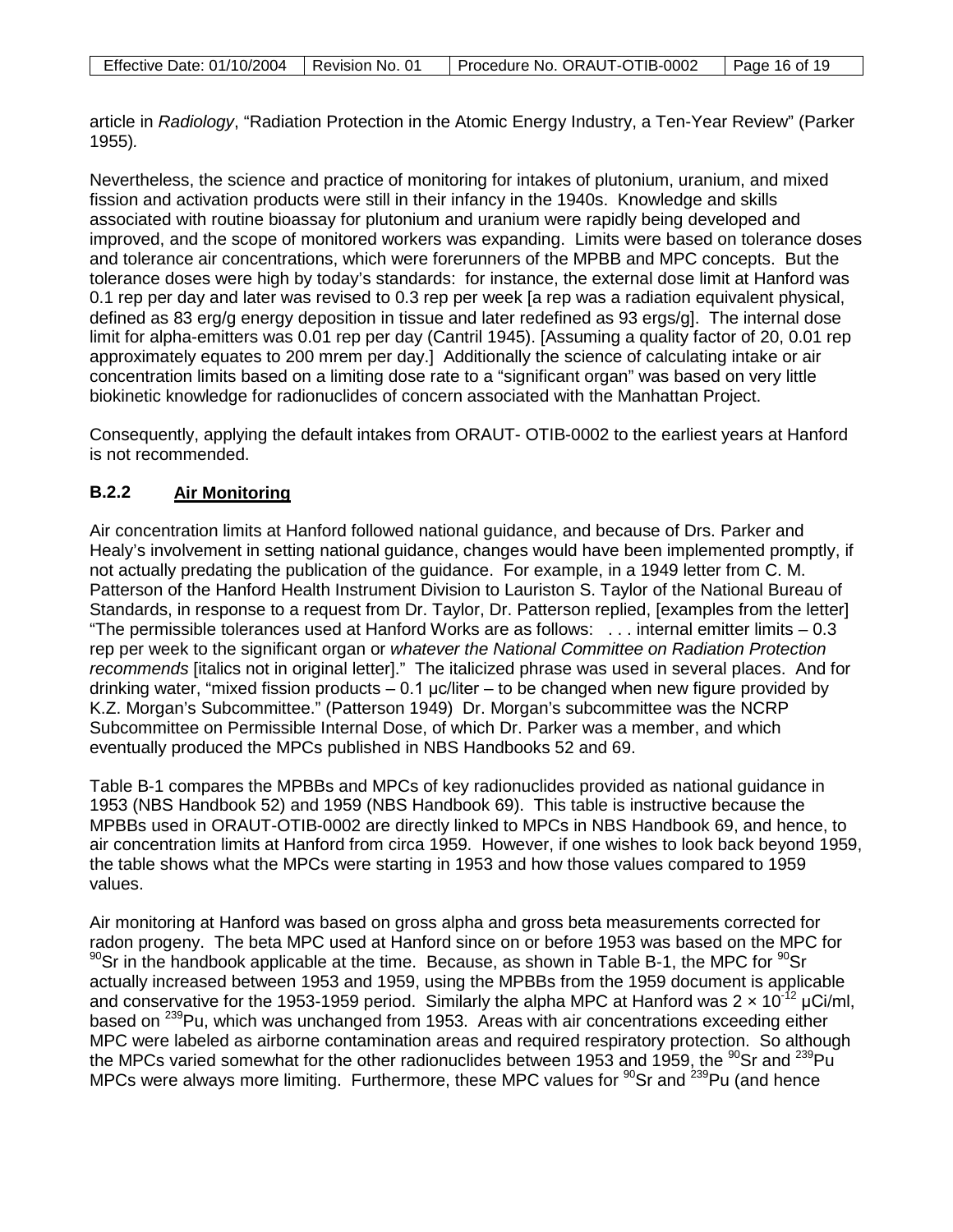article in *Radiology*, "Radiation Protection in the Atomic Energy Industry, a Ten-Year Review" (Parker 1955).

Nevertheless, the science and practice of monitoring for intakes of plutonium, uranium, and mixed fission and activation products were still in their infancy in the 1940s. Knowledge and skills associated with routine bioassay for plutonium and uranium were rapidly being developed and improved, and the scope of monitored workers was expanding. Limits were based on tolerance doses and tolerance air concentrations, which were forerunners of the MPBB and MPC concepts. But the tolerance doses were high by today's standards: for instance, the external dose limit at Hanford was 0.1 rep per day and later was revised to 0.3 rep per week [a rep was a radiation equivalent physical, defined as 83 erg/g energy deposition in tissue and later redefined as 93 ergs/g]. The internal dose limit for alpha-emitters was 0.01 rep per day (Cantril 1945). [Assuming a quality factor of 20, 0.01 rep approximately equates to 200 mrem per day.] Additionally the science of calculating intake or air concentration limits based on a limiting dose rate to a "significant organ" was based on very little biokinetic knowledge for radionuclides of concern associated with the Manhattan Project.

Consequently, applying the default intakes from ORAUT- OTIB-0002 to the earliest years at Hanford is not recommended.

### B.2.2 Air Monitoring

Air concentration limits at Hanford followed national guidance, and because of Drs. Parker and Healy's involvement in setting national guidance, changes would have been implemented promptly, if not actually predating the publication of the guidance. For example, in a 1949 letter from C. M. Patterson of the Hanford Health Instrument Division to Lauriston S. Taylor of the National Bureau of Standards, in response to a request from Dr. Taylor, Dr. Patterson replied, [examples from the letter] "The permissible tolerances used at Hanford Works are as follows: . . . internal emitter limits – 0.3 rep per week to the significant organ or *whatever the National Committee on Radiation Protection recommends* [italics not in original letter]." The italicized phrase was used in several places. And for drinking water, "mixed fission products – 0.1 μc/liter – to be changed when new figure provided by K.Z. Morgan's Subcommittee." (Patterson 1949) Dr. Morgan's subcommittee was the NCRP Subcommittee on Permissible Internal Dose, of which Dr. Parker was a member, and which eventually produced the MPCs published in NBS Handbooks 52 and 69.

Table B-1 compares the MPBBs and MPCs of key radionuclides provided as national guidance in 1953 (NBS Handbook 52) and 1959 (NBS Handbook 69). This table is instructive because the MPBBs used in ORAUT-OTIB-0002 are directly linked to MPCs in NBS Handbook 69, and hence, to air concentration limits at Hanford from circa 1959. However, if one wishes to look back beyond 1959, the table shows what the MPCs were starting in 1953 and how those values compared to 1959 values.

Air monitoring at Hanford was based on gross alpha and gross beta measurements corrected for radon progeny. The beta MPC used at Hanford since on or before 1953 was based on the MPC for $^{90}$Sr in the handbook applicable at the time. Because, as shown in Table B-1, the MPC for $^{90}$Sr actually increased between 1953 and 1959, using the MPBBs from the 1959 document is applicable and conservative for the 1953-1959 period. Similarly the alpha MPC at Hanford was $2 \times 10^{-12}$ μCi/ml, based on $^{239}$Pu, which was unchanged from 1953. Areas with air concentrations exceeding either MPC were labeled as airborne contamination areas and required respiratory protection. So although the MPCs varied somewhat for the other radionuclides between 1953 and 1959, the $^{90}$Sr and $^{239}$Pu MPCs were always more limiting. Furthermore, these MPC values for $^{90}$Sr and $^{239}$Pu (and hence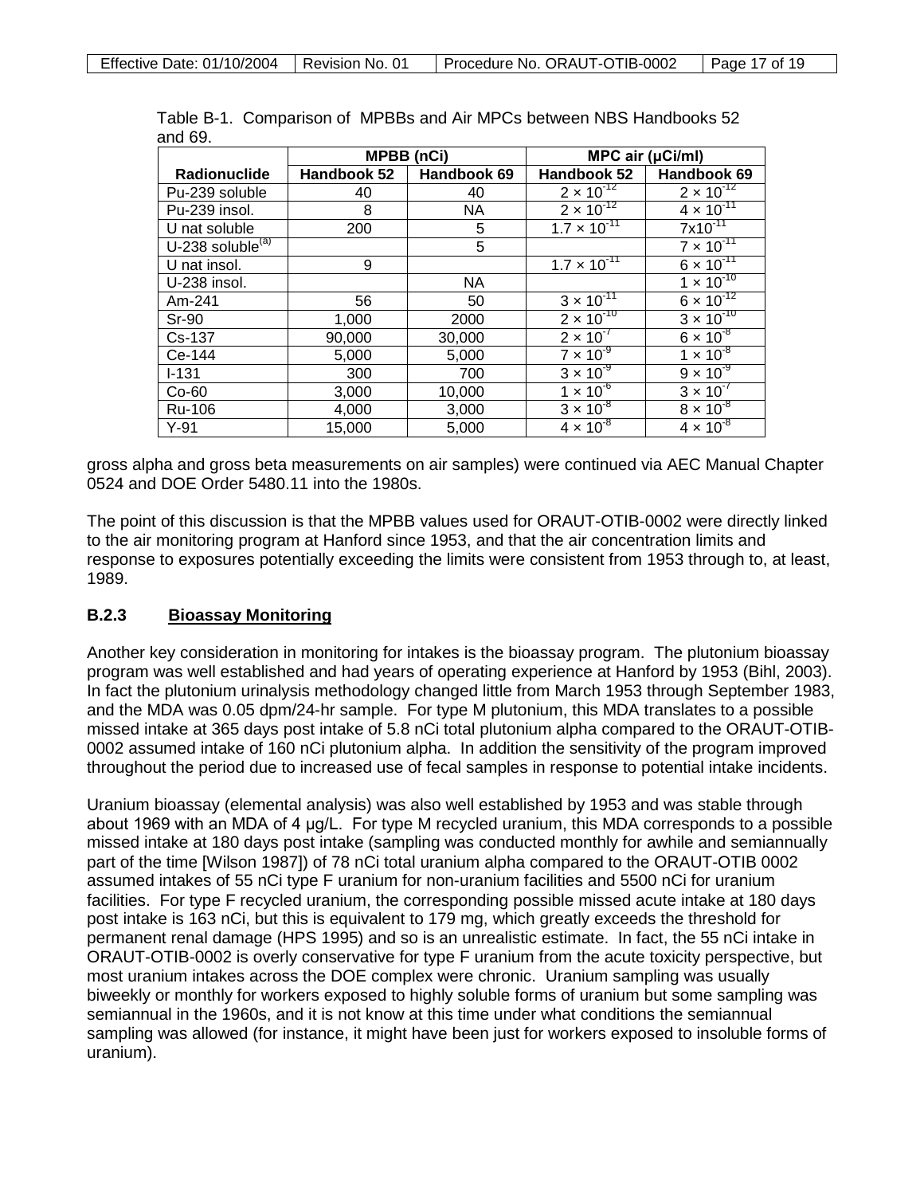Table B-1. Comparison of MPBBs and Air MPCs between NBS Handbooks 52 and 69.

| | MPBB (nCi) | | MPC air (µCi/ml) | |
|---|---|---|---|---|
| **Radionuclide** | **Handbook 52** | **Handbook 69** | **Handbook 52** | **Handbook 69** |
| Pu-239 soluble | 40 | 40 | $2 \times 10^{-12}$ | $2 \times 10^{-12}$ |
| Pu-239 insol. | 8 | NA | $2 \times 10^{-12}$ | $4 \times 10^{-11}$ |
| U nat soluble | 200 | 5 | $1.7 \times 10^{-11}$ | $7 x10^{-11}$ |
| U-238 soluble[(a)] | | 5 | | $7 \times 10^{-11}$ |
| U nat insol. | 9 | | $1.7 \times 10^{-11}$ | $6 \times 10^{-11}$ |
| U-238 insol. | | NA | | $1 \times 10^{-10}$ |
| Am-241 | 56 | 50 | $3 \times 10^{-11}$ | $6 \times 10^{-12}$ |
| Sr-90 | 1,000 | 2000 | $2 \times 10^{-10}$ | $3 \times 10^{-10}$ |
| Cs-137 | 90,000 | 30,000 | $2 \times 10^{-7}$ | $6 \times 10^{-8}$ |
| Ce-144 | 5,000 | 5,000 | $7 \times 10^{-9}$ | $1 \times 10^{-8}$ |
| I-131 | 300 | 700 | $3 \times 10^{-9}$ | $9 \times 10^{-9}$ |
| Co-60 | 3,000 | 10,000 | $1 \times 10^{-6}$ | $3 \times 10^{-7}$ |
| Ru-106 | 4,000 | 3,000 | $3 \times 10^{-8}$ | $8 \times 10^{-8}$ |
| Y-91 | 15,000 | 5,000 | $4 \times 10^{-8}$ | $4 \times 10^{-8}$ |

gross alpha and gross beta measurements on air samples) were continued via AEC Manual Chapter 0524 and DOE Order 5480.11 into the 1980s.

The point of this discussion is that the MPBB values used for ORAUT-OTIB-0002 were directly linked to the air monitoring program at Hanford since 1953, and that the air concentration limits and response to exposures potentially exceeding the limits were consistent from 1953 through to, at least, 1989.

### B.2.3 Bioassay Monitoring

Another key consideration in monitoring for intakes is the bioassay program. The plutonium bioassay program was well established and had years of operating experience at Hanford by 1953 (Bihl, 2003). In fact the plutonium urinalysis methodology changed little from March 1953 through September 1983, and the MDA was 0.05 dpm/24-hr sample. For type M plutonium, this MDA translates to a possible missed intake at 365 days post intake of 5.8 nCi total plutonium alpha compared to the ORAUT-OTIB-0002 assumed intake of 160 nCi plutonium alpha. In addition the sensitivity of the program improved throughout the period due to increased use of fecal samples in response to potential intake incidents.

Uranium bioassay (elemental analysis) was also well established by 1953 and was stable through about 1969 with an MDA of 4 µg/L. For type M recycled uranium, this MDA corresponds to a possible missed intake at 180 days post intake (sampling was conducted monthly for awhile and semiannually part of the time [Wilson 1987]) of 78 nCi total uranium alpha compared to the ORAUT-OTIB 0002 assumed intakes of 55 nCi type F uranium for non-uranium facilities and 5500 nCi for uranium facilities. For type F recycled uranium, the corresponding possible missed acute intake at 180 days post intake is 163 nCi, but this is equivalent to 179 mg, which greatly exceeds the threshold for permanent renal damage (HPS 1995) and so is an unrealistic estimate. In fact, the 55 nCi intake in ORAUT-OTIB-0002 is overly conservative for type F uranium from the acute toxicity perspective, but most uranium intakes across the DOE complex were chronic. Uranium sampling was usually biweekly or monthly for workers exposed to highly soluble forms of uranium but some sampling was semiannual in the 1960s, and it is not know at this time under what conditions the semiannual sampling was allowed (for instance, it might have been just for workers exposed to insoluble forms of uranium).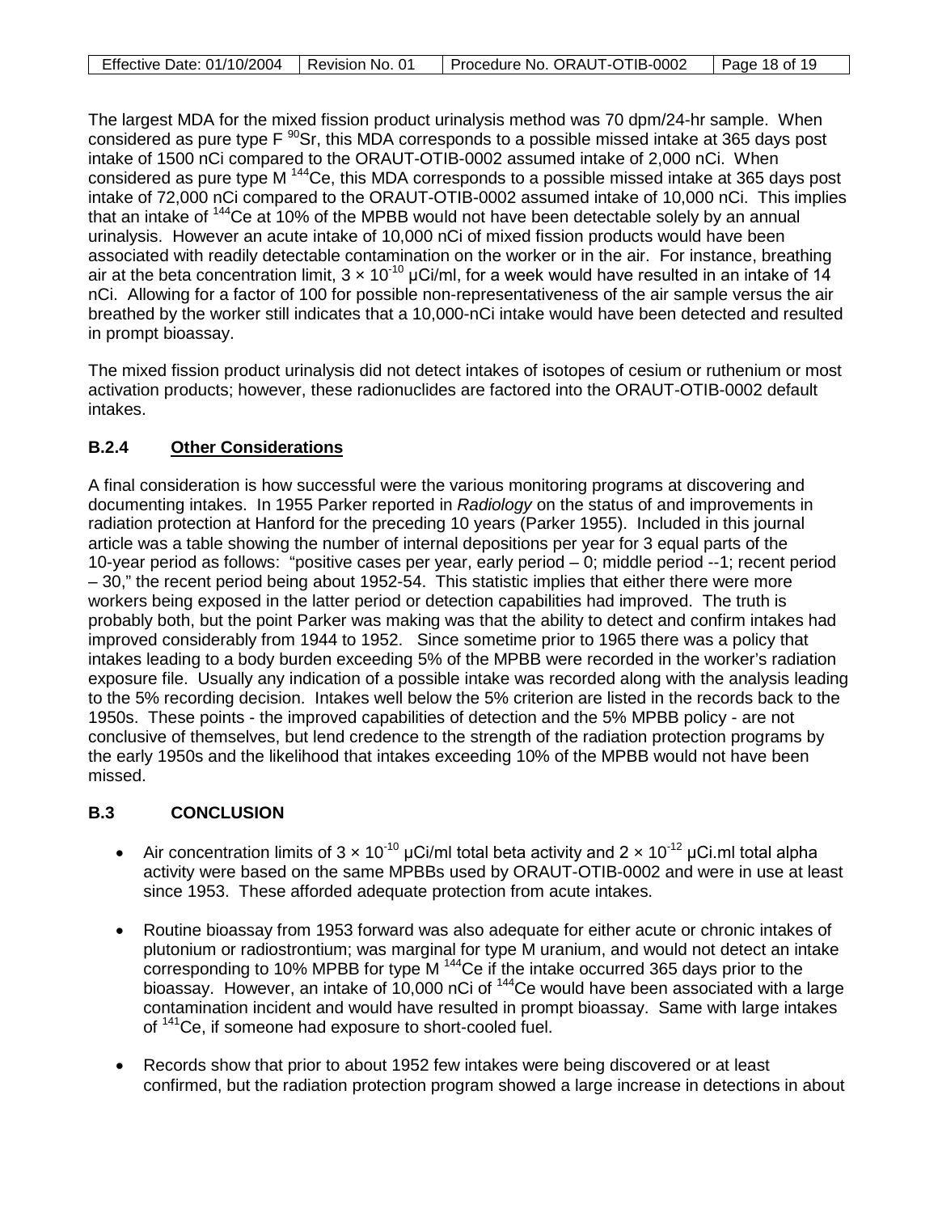The largest MDA for the mixed fission product urinalysis method was 70 dpm/24-hr sample. When considered as pure type F $^{90}$Sr, this MDA corresponds to a possible missed intake at 365 days post intake of 1500 nCi compared to the ORAUT-OTIB-0002 assumed intake of 2,000 nCi. When considered as pure type M $^{144}$Ce, this MDA corresponds to a possible missed intake at 365 days post intake of 72,000 nCi compared to the ORAUT-OTIB-0002 assumed intake of 10,000 nCi. This implies that an intake of $^{144}$Ce at 10% of the MPBB would not have been detectable solely by an annual urinalysis. However an acute intake of 10,000 nCi of mixed fission products would have been associated with readily detectable contamination on the worker or in the air. For instance, breathing air at the beta concentration limit, $3 \times 10^{-10}$ µCi/ml, for a week would have resulted in an intake of 14 nCi. Allowing for a factor of 100 for possible non-representativeness of the air sample versus the air breathed by the worker still indicates that a 10,000-nCi intake would have been detected and resulted in prompt bioassay.

The mixed fission product urinalysis did not detect intakes of isotopes of cesium or ruthenium or most activation products; however, these radionuclides are factored into the ORAUT-OTIB-0002 default intakes.

### B.2.4 Other Considerations

A final consideration is how successful were the various monitoring programs at discovering and documenting intakes. In 1955 Parker reported in *Radiology* on the status of and improvements in radiation protection at Hanford for the preceding 10 years (Parker 1955). Included in this journal article was a table showing the number of internal depositions per year for 3 equal parts of the 10-year period as follows: "positive cases per year, early period – 0; middle period --1; recent period – 30," the recent period being about 1952-54. This statistic implies that either there were more workers being exposed in the latter period or detection capabilities had improved. The truth is probably both, but the point Parker was making was that the ability to detect and confirm intakes had improved considerably from 1944 to 1952. Since sometime prior to 1965 there was a policy that intakes leading to a body burden exceeding 5% of the MPBB were recorded in the worker's radiation exposure file. Usually any indication of a possible intake was recorded along with the analysis leading to the 5% recording decision. Intakes well below the 5% criterion are listed in the records back to the 1950s. These points - the improved capabilities of detection and the 5% MPBB policy - are not conclusive of themselves, but lend credence to the strength of the radiation protection programs by the early 1950s and the likelihood that intakes exceeding 10% of the MPBB would not have been missed.

## B.3 CONCLUSION

- Air concentration limits of $3 \times 10^{-10}$ µCi/ml total beta activity and $2 \times 10^{-12}$ µCi.ml total alpha activity were based on the same MPBBs used by ORAUT-OTIB-0002 and were in use at least since 1953. These afforded adequate protection from acute intakes.
- Routine bioassay from 1953 forward was also adequate for either acute or chronic intakes of plutonium or radiostrontium; was marginal for type M uranium, and would not detect an intake corresponding to 10% MPBB for type M $^{144}$Ce if the intake occurred 365 days prior to the bioassay. However, an intake of 10,000 nCi of $^{144}$Ce would have been associated with a large contamination incident and would have resulted in prompt bioassay. Same with large intakes of $^{141}$Ce, if someone had exposure to short-cooled fuel.
- Records show that prior to about 1952 few intakes were being discovered or at least confirmed, but the radiation protection program showed a large increase in detections in about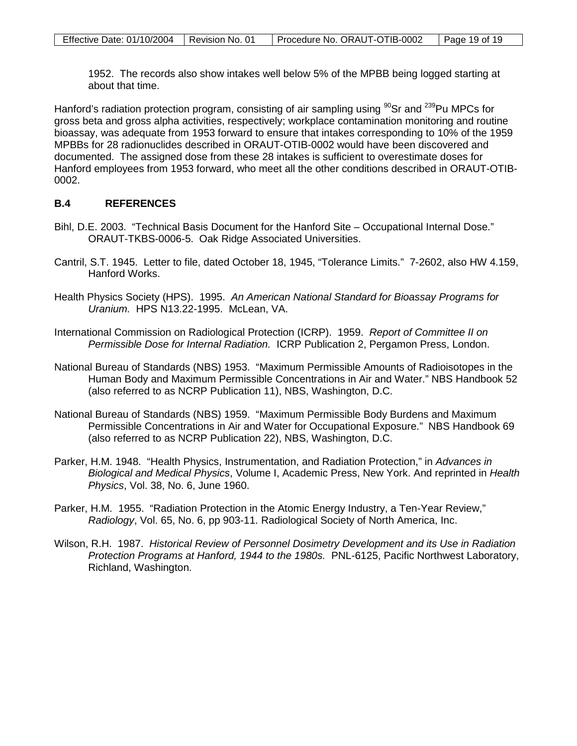1952. The records also show intakes well below 5% of the MPBB being logged starting at about that time.

Hanford's radiation protection program, consisting of air sampling using $^{90}$Sr and $^{239}$Pu MPCs for gross beta and gross alpha activities, respectively; workplace contamination monitoring and routine bioassay, was adequate from 1953 forward to ensure that intakes corresponding to 10% of the 1959 MPBBs for 28 radionuclides described in ORAUT-OTIB-0002 would have been discovered and documented. The assigned dose from these 28 intakes is sufficient to overestimate doses for Hanford employees from 1953 forward, who meet all the other conditions described in ORAUT-OTIB-0002.

## B.4 REFERENCES

Bihl, D.E. 2003. "Technical Basis Document for the Hanford Site – Occupational Internal Dose." ORAUT-TKBS-0006-5. Oak Ridge Associated Universities.

Cantril, S.T. 1945. Letter to file, dated October 18, 1945, "Tolerance Limits." 7-2602, also HW 4.159, Hanford Works.

Health Physics Society (HPS). 1995. *An American National Standard for Bioassay Programs for Uranium.* HPS N13.22-1995. McLean, VA.

International Commission on Radiological Protection (ICRP). 1959. *Report of Committee II on Permissible Dose for Internal Radiation.* ICRP Publication 2, Pergamon Press, London.

National Bureau of Standards (NBS) 1953. "Maximum Permissible Amounts of Radioisotopes in the Human Body and Maximum Permissible Concentrations in Air and Water." NBS Handbook 52 (also referred to as NCRP Publication 11), NBS, Washington, D.C.

National Bureau of Standards (NBS) 1959. "Maximum Permissible Body Burdens and Maximum Permissible Concentrations in Air and Water for Occupational Exposure." NBS Handbook 69 (also referred to as NCRP Publication 22), NBS, Washington, D.C.

Parker, H.M. 1948. "Health Physics, Instrumentation, and Radiation Protection," in *Advances in Biological and Medical Physics*, Volume I, Academic Press, New York. And reprinted in *Health Physics*, Vol. 38, No. 6, June 1960.

Parker, H.M. 1955. "Radiation Protection in the Atomic Energy Industry, a Ten-Year Review," *Radiology*, Vol. 65, No. 6, pp 903-11. Radiological Society of North America, Inc.

Wilson, R.H. 1987. *Historical Review of Personnel Dosimetry Development and its Use in Radiation Protection Programs at Hanford, 1944 to the 1980s.* PNL-6125, Pacific Northwest Laboratory, Richland, Washington.